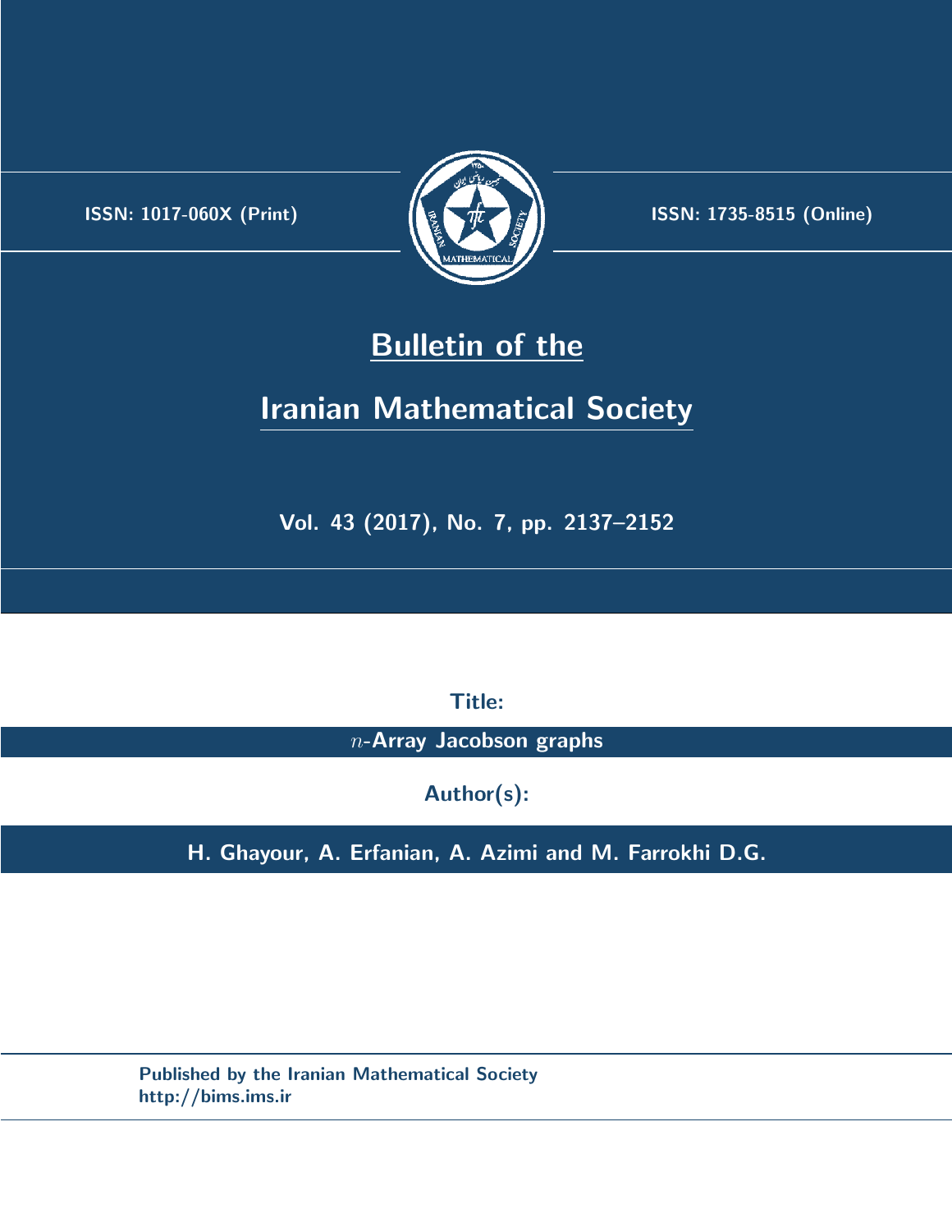ISSN: 1017-060X (Print)

ISSN: 1735-8515 (Online)

# Bulletin of the

# Iranian Mathematical Society

**Vol. 43 (2017), No. 7, pp. 2137–2152**

**Title:**

**$n$-Array Jacobson graphs**

**Author(s):**

**H. Ghayour, A. Erfanian, A. Azimi and M. Farrokhi D.G.**

**Published by the Iranian Mathematical Society**
**http://bims.ims.ir**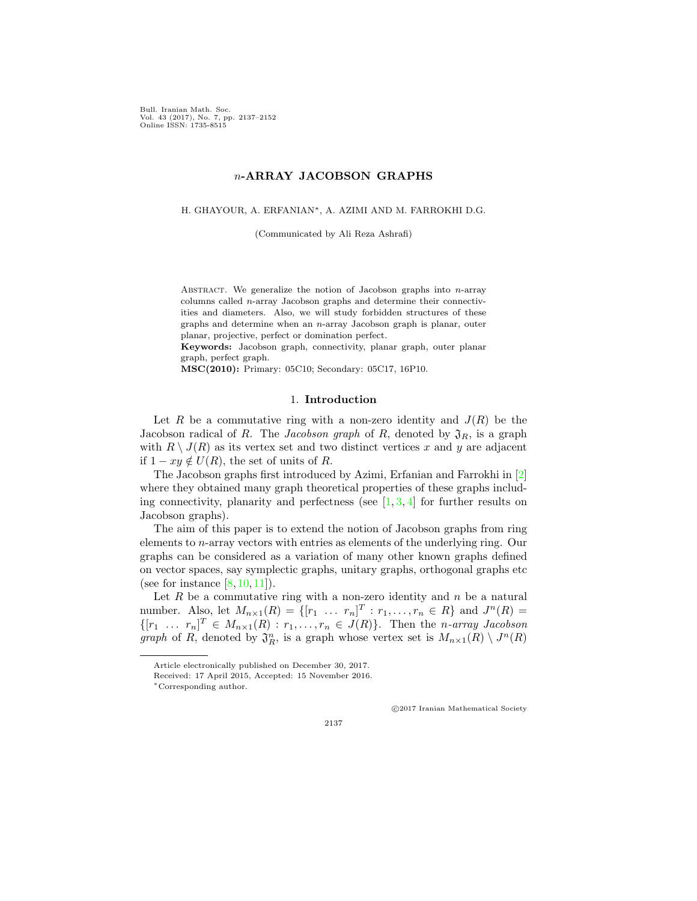# $n$-ARRAY JACOBSON GRAPHS

H. GHAYOUR, A. ERFANIAN*, A. AZIMI AND M. FARROKHI D.G.

(Communicated by Ali Reza Ashrafi)

Abstract. We generalize the notion of Jacobson graphs into $n$-array columns called $n$-array Jacobson graphs and determine their connectivities and diameters. Also, we will study forbidden structures of these graphs and determine when an $n$-array Jacobson graph is planar, outer planar, projective, perfect or domination perfect.

**Keywords:** Jacobson graph, connectivity, planar graph, outer planar graph, perfect graph.

**MSC(2010):** Primary: 05C10; Secondary: 05C17, 16P10.

## 1. Introduction

Let $R$ be a commutative ring with a non-zero identity and $J(R)$ be the Jacobson radical of $R$. The *Jacobson graph* of $R$, denoted by $\mathfrak{J}_R$, is a graph with $R \setminus J(R)$ as its vertex set and two distinct vertices $x$ and $y$ are adjacent if $1 - xy \notin U(R)$, the set of units of $R$.

The Jacobson graphs first introduced by Azimi, Erfanian and Farrokhi in [2] where they obtained many graph theoretical properties of these graphs including connectivity, planarity and perfectness (see [1, 3, 4] for further results on Jacobson graphs).

The aim of this paper is to extend the notion of Jacobson graphs from ring elements to $n$-array vectors with entries as elements of the underlying ring. Our graphs can be considered as a variation of many other known graphs defined on vector spaces, say symplectic graphs, unitary graphs, orthogonal graphs etc (see for instance [8, 10, 11]).

Let $R$ be a commutative ring with a non-zero identity and $n$ be a natural number. Also, let $M_{n\times 1}(R) = \{[r_1 \ \dots \ r_n]^T : r_1, \dots, r_n \in R\}$ and $J^n(R) = \{[r_1 \ \dots \ r_n]^T \in M_{n\times 1}(R) : r_1, \dots, r_n \in J(R)\}$. Then the *$n$-array Jacobson graph* of $R$, denoted by $\mathfrak{J}_R^n$, is a graph whose vertex set is $M_{n\times 1}(R) \setminus J^n(R)$

---

Article electronically published on December 30, 2017.

Received: 17 April 2015, Accepted: 15 November 2016.

*Corresponding author.

©2017 Iranian Mathematical Society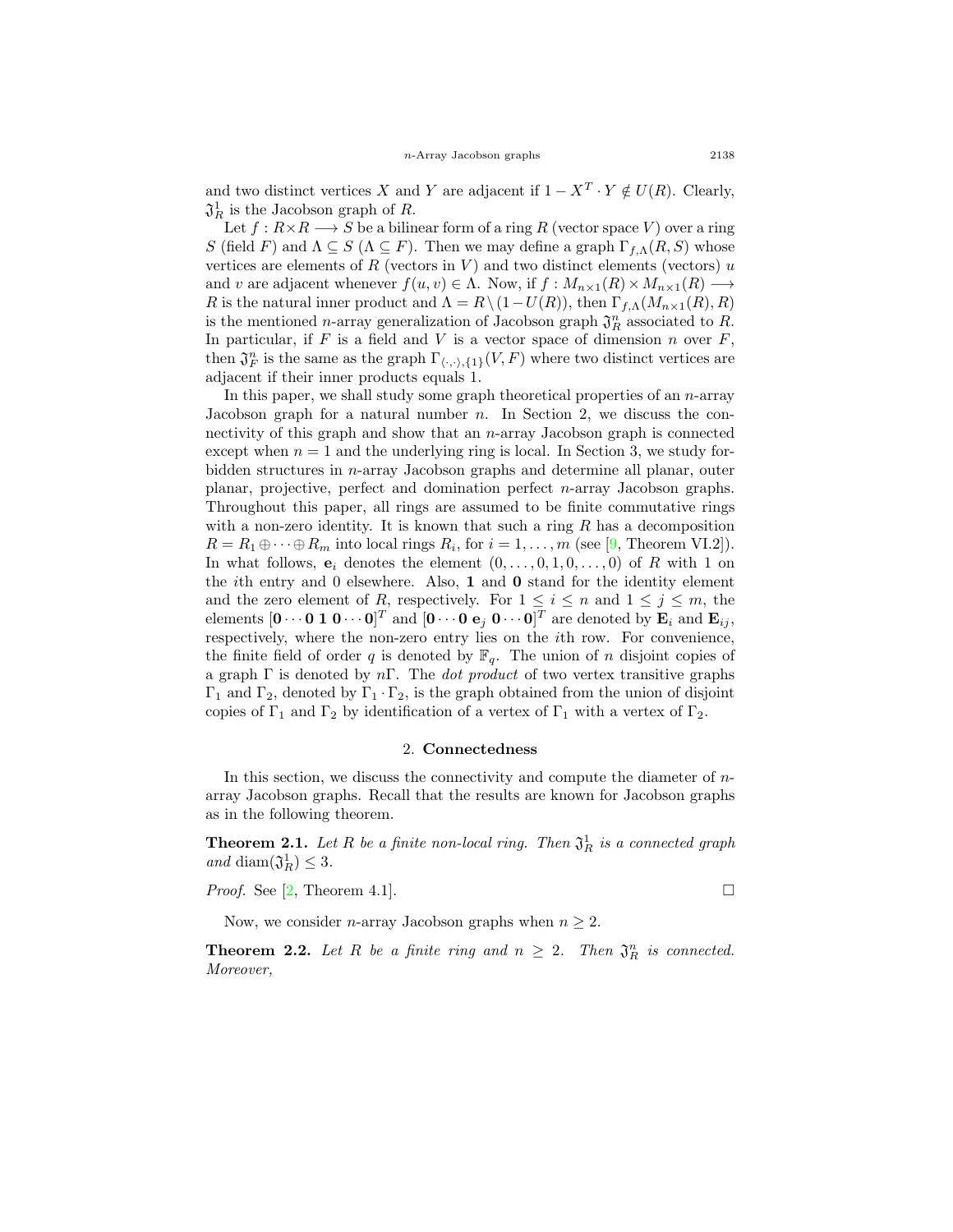and two distinct vertices $X$ and $Y$ are adjacent if $1 - X^T \cdot Y \notin U(R)$. Clearly, $\mathfrak{J}_R^1$ is the Jacobson graph of $R$.

Let $f : R \times R \longrightarrow S$ be a bilinear form of a ring $R$ (vector space $V$) over a ring $S$ (field $F$) and $\Lambda \subseteq S$ ($\Lambda \subseteq F$). Then we may define a graph $\Gamma_{f,\Lambda}(R, S)$ whose vertices are elements of $R$ (vectors in $V$) and two distinct elements (vectors) $u$ and $v$ are adjacent whenever $f(u, v) \in \Lambda$. Now, if $f : M_{n\times1}(R) \times M_{n\times1}(R) \longrightarrow R$ is the natural inner product and $\Lambda = R \setminus (1 - U(R))$, then $\Gamma_{f,\Lambda}(M_{n\times1}(R), R)$ is the mentioned $n$-array generalization of Jacobson graph $\mathfrak{J}_R^n$ associated to $R$. In particular, if $F$ is a field and $V$ is a vector space of dimension $n$ over $F$, then $\mathfrak{J}_F^n$ is the same as the graph $\Gamma_{\langle\cdot,\cdot\rangle,\{1\}}(V, F)$ where two distinct vertices are adjacent if their inner products equals 1.

In this paper, we shall study some graph theoretical properties of an $n$-array Jacobson graph for a natural number $n$. In Section 2, we discuss the connectivity of this graph and show that an $n$-array Jacobson graph is connected except when $n = 1$ and the underlying ring is local. In Section 3, we study forbidden structures in $n$-array Jacobson graphs and determine all planar, outer planar, projective, perfect and domination perfect $n$-array Jacobson graphs. Throughout this paper, all rings are assumed to be finite commutative rings with a non-zero identity. It is known that such a ring $R$ has a decomposition $R = R_1 \oplus \cdots \oplus R_m$ into local rings $R_i$, for $i = 1, \ldots, m$ (see [9, Theorem VI.2]). In what follows, $\mathbf{e}_i$ denotes the element $(0, \ldots, 0, 1, 0, \ldots, 0)$ of $R$ with 1 on the $i$th entry and 0 elsewhere. Also, $\mathbf{1}$ and $\mathbf{0}$ stand for the identity element and the zero element of $R$, respectively. For $1 \leq i \leq n$ and $1 \leq j \leq m$, the elements $[\mathbf{0} \cdots \mathbf{0}\ \mathbf{1}\ \mathbf{0} \cdots \mathbf{0}]^T$ and $[\mathbf{0} \cdots \mathbf{0}\ \mathbf{e}_j\ \mathbf{0} \cdots \mathbf{0}]^T$ are denoted by $\mathbf{E}_i$ and $\mathbf{E}_{ij}$, respectively, where the non-zero entry lies on the $i$th row. For convenience, the finite field of order $q$ is denoted by $\mathbb{F}_q$. The union of $n$ disjoint copies of a graph $\Gamma$ is denoted by $n\Gamma$. The *dot product* of two vertex transitive graphs $\Gamma_1$ and $\Gamma_2$, denoted by $\Gamma_1 \cdot \Gamma_2$, is the graph obtained from the union of disjoint copies of $\Gamma_1$ and $\Gamma_2$ by identification of a vertex of $\Gamma_1$ with a vertex of $\Gamma_2$.

## 2. Connectedness

In this section, we discuss the connectivity and compute the diameter of $n$-array Jacobson graphs. Recall that the results are known for Jacobson graphs as in the following theorem.

**Theorem 2.1.** *Let $R$ be a finite non-local ring. Then $\mathfrak{J}_R^1$ is a connected graph and* $\operatorname{diam}(\mathfrak{J}_R^1) \leq 3$.

*Proof.* See [2, Theorem 4.1]. □

Now, we consider $n$-array Jacobson graphs when $n \geq 2$.

**Theorem 2.2.** *Let $R$ be a finite ring and $n \geq 2$. Then $\mathfrak{J}_R^n$ is connected. Moreover,*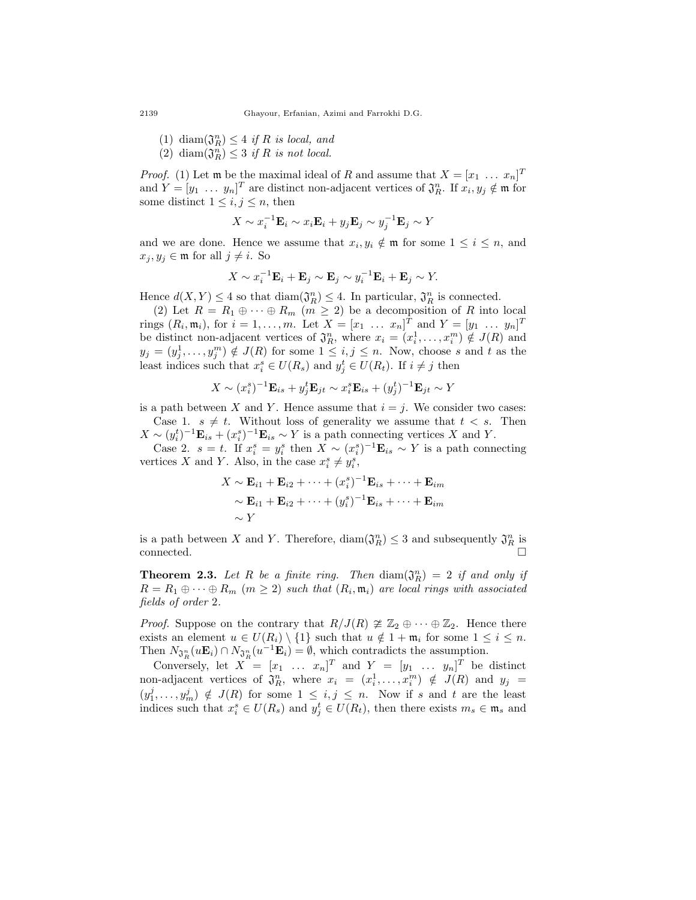(1) $\operatorname{diam}(\mathfrak{J}_R^n) \leq 4$ *if $R$ is local, and*
(2) $\operatorname{diam}(\mathfrak{J}_R^n) \leq 3$ *if $R$ is not local.*

*Proof.* (1) Let $\mathfrak{m}$ be the maximal ideal of $R$ and assume that $X = [x_1 \ \ldots \ x_n]^T$ and $Y = [y_1 \ \ldots \ y_n]^T$ are distinct non-adjacent vertices of $\mathfrak{J}_R^n$. If $x_i, y_j \notin \mathfrak{m}$ for some distinct $1 \leq i, j \leq n$, then

$$X \sim x_i^{-1}\mathbf{E}_i \sim x_i\mathbf{E}_i + y_j\mathbf{E}_j \sim y_j^{-1}\mathbf{E}_j \sim Y$$

and we are done. Hence we assume that $x_i, y_i \notin \mathfrak{m}$ for some $1 \leq i \leq n$, and $x_j, y_j \in \mathfrak{m}$ for all $j \neq i$. So

$$X \sim x_i^{-1}\mathbf{E}_i + \mathbf{E}_j \sim \mathbf{E}_j \sim y_i^{-1}\mathbf{E}_i + \mathbf{E}_j \sim Y.$$

Hence $d(X,Y) \leq 4$ so that $\operatorname{diam}(\mathfrak{J}_R^n) \leq 4$. In particular, $\mathfrak{J}_R^n$ is connected.

(2) Let $R = R_1 \oplus \cdots \oplus R_m$ $(m \geq 2)$ be a decomposition of $R$ into local rings $(R_i, \mathfrak{m}_i)$, for $i = 1, \ldots, m$. Let $X = [x_1 \ \ldots \ x_n]^T$ and $Y = [y_1 \ \ldots \ y_n]^T$ be distinct non-adjacent vertices of $\mathfrak{J}_R^n$, where $x_i = (x_i^1, \ldots, x_i^m) \notin J(R)$ and $y_j = (y_j^1, \ldots, y_j^m) \notin J(R)$ for some $1 \leq i, j \leq n$. Now, choose $s$ and $t$ as the least indices such that $x_i^s \in U(R_s)$ and $y_j^t \in U(R_t)$. If $i \neq j$ then

$$X \sim (x_i^s)^{-1}\mathbf{E}_{is} + y_j^t\mathbf{E}_{jt} \sim x_i^s\mathbf{E}_{is} + (y_j^t)^{-1}\mathbf{E}_{jt} \sim Y$$

is a path between $X$ and $Y$. Hence assume that $i = j$. We consider two cases:

Case 1. $s \neq t$. Without loss of generality we assume that $t < s$. Then $X \sim (y_i^t)^{-1}\mathbf{E}_{is} + (x_i^s)^{-1}\mathbf{E}_{is} \sim Y$ is a path connecting vertices $X$ and $Y$.

Case 2. $s = t$. If $x_i^s = y_i^s$ then $X \sim (x_i^s)^{-1}\mathbf{E}_{is} \sim Y$ is a path connecting vertices $X$ and $Y$. Also, in the case $x_i^s \neq y_i^s$,

$$\begin{aligned}
X &\sim \mathbf{E}_{i1} + \mathbf{E}_{i2} + \cdots + (x_i^s)^{-1}\mathbf{E}_{is} + \cdots + \mathbf{E}_{im} \\
&\sim \mathbf{E}_{i1} + \mathbf{E}_{i2} + \cdots + (y_i^s)^{-1}\mathbf{E}_{is} + \cdots + \mathbf{E}_{im} \\
&\sim Y
\end{aligned}$$

is a path between $X$ and $Y$. Therefore, $\operatorname{diam}(\mathfrak{J}_R^n) \leq 3$ and subsequently $\mathfrak{J}_R^n$ is connected. $\square$

**Theorem 2.3.** *Let $R$ be a finite ring. Then $\operatorname{diam}(\mathfrak{J}_R^n) = 2$ if and only if $R = R_1 \oplus \cdots \oplus R_m$ $(m \geq 2)$ such that $(R_i, \mathfrak{m}_i)$ are local rings with associated fields of order 2.*

*Proof.* Suppose on the contrary that $R/J(R) \ncong \mathbb{Z}_2 \oplus \cdots \oplus \mathbb{Z}_2$. Hence there exists an element $u \in U(R_i) \setminus \{1\}$ such that $u \notin 1 + \mathfrak{m}_i$ for some $1 \leq i \leq n$. Then $N_{\mathfrak{J}_R^n}(u\mathbf{E}_i) \cap N_{\mathfrak{J}_R^n}(u^{-1}\mathbf{E}_i) = \emptyset$, which contradicts the assumption.

Conversely, let $X = [x_1 \ \ldots \ x_n]^T$ and $Y = [y_1 \ \ldots \ y_n]^T$ be distinct non-adjacent vertices of $\mathfrak{J}_R^n$, where $x_i = (x_i^1, \ldots, x_i^m) \notin J(R)$ and $y_j = (y_1^j, \ldots, y_m^j) \notin J(R)$ for some $1 \leq i, j \leq n$. Now if $s$ and $t$ are the least indices such that $x_i^s \in U(R_s)$ and $y_j^t \in U(R_t)$, then there exists $m_s \in \mathfrak{m}_s$ and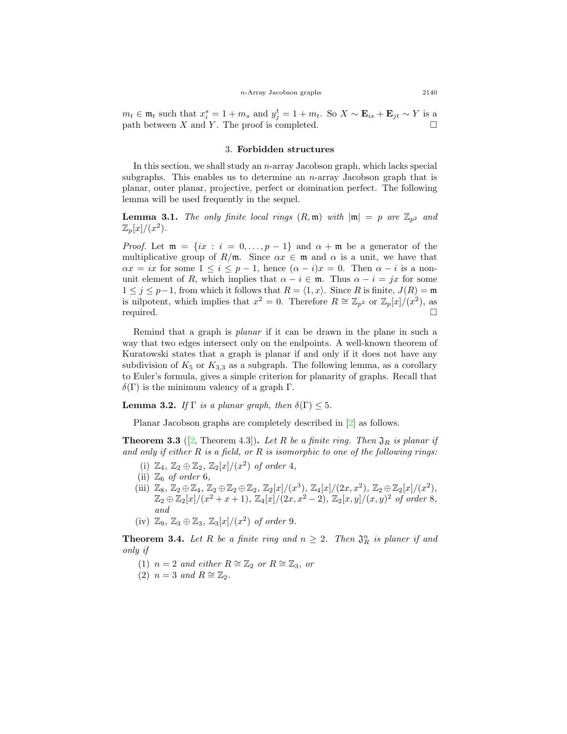$m_t \in \mathfrak{m}_t$ such that $x_i^s = 1 + m_s$ and $y_j^t = 1 + m_t$. So $X \sim \mathbf{E}_{is} + \mathbf{E}_{jt} \sim Y$ is a path between $X$ and $Y$. The proof is completed. □

## 3. Forbidden structures

In this section, we shall study an $n$-array Jacobson graph, which lacks special subgraphs. This enables us to determine an $n$-array Jacobson graph that is planar, outer planar, projective, perfect or domination perfect. The following lemma will be used frequently in the sequel.

**Lemma 3.1.** *The only finite local rings $(R, \mathfrak{m})$ with $|\mathfrak{m}| = p$ are $\mathbb{Z}_{p^2}$ and $\mathbb{Z}_p[x]/(x^2)$.*

*Proof.* Let $\mathfrak{m} = \{ix : i = 0, \ldots, p-1\}$ and $\alpha + \mathfrak{m}$ be a generator of the multiplicative group of $R/\mathfrak{m}$. Since $\alpha x \in \mathfrak{m}$ and $\alpha$ is a unit, we have that $\alpha x = ix$ for some $1 \leq i \leq p-1$, hence $(\alpha - i)x = 0$. Then $\alpha - i$ is a non-unit element of $R$, which implies that $\alpha - i \in \mathfrak{m}$. Thus $\alpha - i = jx$ for some $1 \leq j \leq p-1$, from which it follows that $R = \langle 1, x \rangle$. Since $R$ is finite, $J(R) = \mathfrak{m}$ is nilpotent, which implies that $x^2 = 0$. Therefore $R \cong \mathbb{Z}_{p^2}$ or $\mathbb{Z}_p[x]/(x^2)$, as required. □

Remind that a graph is *planar* if it can be drawn in the plane in such a way that two edges intersect only on the endpoints. A well-known theorem of Kuratowski states that a graph is planar if and only if it does not have any subdivision of $K_5$ or $K_{3,3}$ as a subgraph. The following lemma, as a corollary to Euler's formula, gives a simple criterion for planarity of graphs. Recall that $\delta(\Gamma)$ is the minimum valency of a graph $\Gamma$.

**Lemma 3.2.** *If $\Gamma$ is a planar graph, then $\delta(\Gamma) \leq 5$.*

Planar Jacobson graphs are completely described in [2] as follows.

**Theorem 3.3** ([2, Theorem 4.3])**.** *Let $R$ be a finite ring. Then $\mathfrak{J}_R$ is planar if and only if either $R$ is a field, or $R$ is isomorphic to one of the following rings:*

- (i) $\mathbb{Z}_4$, $\mathbb{Z}_2 \oplus \mathbb{Z}_2$, $\mathbb{Z}_2[x]/(x^2)$ *of order* 4,
- (ii) $\mathbb{Z}_6$ *of order* 6,
- (iii) $\mathbb{Z}_8$, $\mathbb{Z}_2 \oplus \mathbb{Z}_4$, $\mathbb{Z}_2 \oplus \mathbb{Z}_2 \oplus \mathbb{Z}_2$, $\mathbb{Z}_2[x]/(x^3)$, $\mathbb{Z}_4[x]/(2x, x^2)$, $\mathbb{Z}_2 \oplus \mathbb{Z}_2[x]/(x^2)$, $\mathbb{Z}_2 \oplus \mathbb{Z}_2[x]/(x^2 + x + 1)$, $\mathbb{Z}_4[x]/(2x, x^2 - 2)$, $\mathbb{Z}_2[x, y]/(x, y)^2$ *of order* 8, *and*
- (iv) $\mathbb{Z}_9$, $\mathbb{Z}_3 \oplus \mathbb{Z}_3$, $\mathbb{Z}_3[x]/(x^2)$ *of order* 9.

**Theorem 3.4.** *Let $R$ be a finite ring and $n \geq 2$. Then $\mathfrak{J}_R^n$ is planer if and only if*

- (1) *$n = 2$ and either $R \cong \mathbb{Z}_2$ or $R \cong \mathbb{Z}_3$, or*
- (2) *$n = 3$ and $R \cong \mathbb{Z}_2$.*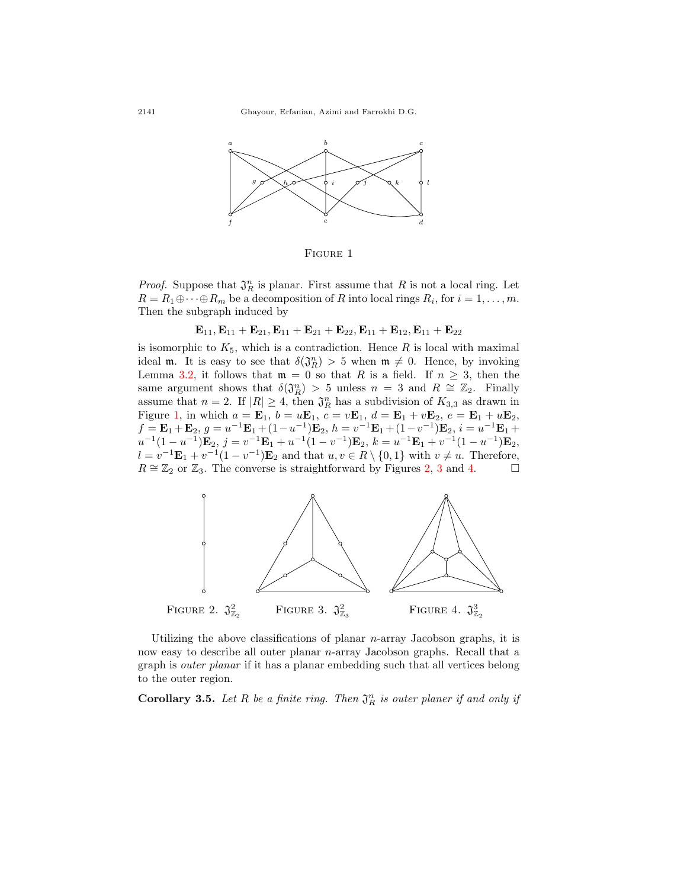FIGURE 1

*Proof.* Suppose that $\mathfrak{J}_R^n$ is planar. First assume that $R$ is not a local ring. Let $R = R_1 \oplus \cdots \oplus R_m$ be a decomposition of $R$ into local rings $R_i$, for $i = 1, \ldots, m$. Then the subgraph induced by

$$\mathbf{E}_{11}, \mathbf{E}_{11} + \mathbf{E}_{21}, \mathbf{E}_{11} + \mathbf{E}_{21} + \mathbf{E}_{22}, \mathbf{E}_{11} + \mathbf{E}_{12}, \mathbf{E}_{11} + \mathbf{E}_{22}$$

is isomorphic to $K_5$, which is a contradiction. Hence $R$ is local with maximal ideal $\mathfrak{m}$. It is easy to see that $\delta(\mathfrak{J}_R^n) > 5$ when $\mathfrak{m} \neq 0$. Hence, by invoking Lemma 3.2, it follows that $\mathfrak{m} = 0$ so that $R$ is a field. If $n \geq 3$, then the same argument shows that $\delta(\mathfrak{J}_R^n) > 5$ unless $n = 3$ and $R \cong \mathbb{Z}_2$. Finally assume that $n = 2$. If $|R| \geq 4$, then $\mathfrak{J}_R^n$ has a subdivision of $K_{3,3}$ as drawn in Figure 1, in which $a = \mathbf{E}_1$, $b = u\mathbf{E}_1$, $c = v\mathbf{E}_1$, $d = \mathbf{E}_1 + v\mathbf{E}_2$, $e = \mathbf{E}_1 + u\mathbf{E}_2$, $f = \mathbf{E}_1 + \mathbf{E}_2$, $g = u^{-1}\mathbf{E}_1 + (1-u^{-1})\mathbf{E}_2$, $h = v^{-1}\mathbf{E}_1 + (1-v^{-1})\mathbf{E}_2$, $i = u^{-1}\mathbf{E}_1 + u^{-1}(1-u^{-1})\mathbf{E}_2$, $j = v^{-1}\mathbf{E}_1 + u^{-1}(1-v^{-1})\mathbf{E}_2$, $k = u^{-1}\mathbf{E}_1 + v^{-1}(1-u^{-1})\mathbf{E}_2$, $l = v^{-1}\mathbf{E}_1 + v^{-1}(1-v^{-1})\mathbf{E}_2$ and that $u, v \in R \setminus \{0, 1\}$ with $v \neq u$. Therefore, $R \cong \mathbb{Z}_2$ or $\mathbb{Z}_3$. The converse is straightforward by Figures 2, 3 and 4. $\square$

FIGURE 2. $\mathfrak{J}_{\mathbb{Z}_2}^2$ FIGURE 3. $\mathfrak{J}_{\mathbb{Z}_3}^2$ FIGURE 4. $\mathfrak{J}_{\mathbb{Z}_2}^3$

Utilizing the above classifications of planar $n$-array Jacobson graphs, it is now easy to describe all outer planar $n$-array Jacobson graphs. Recall that a graph is *outer planar* if it has a planar embedding such that all vertices belong to the outer region.

**Corollary 3.5.** *Let $R$ be a finite ring. Then $\mathfrak{J}_R^n$ is outer planer if and only if*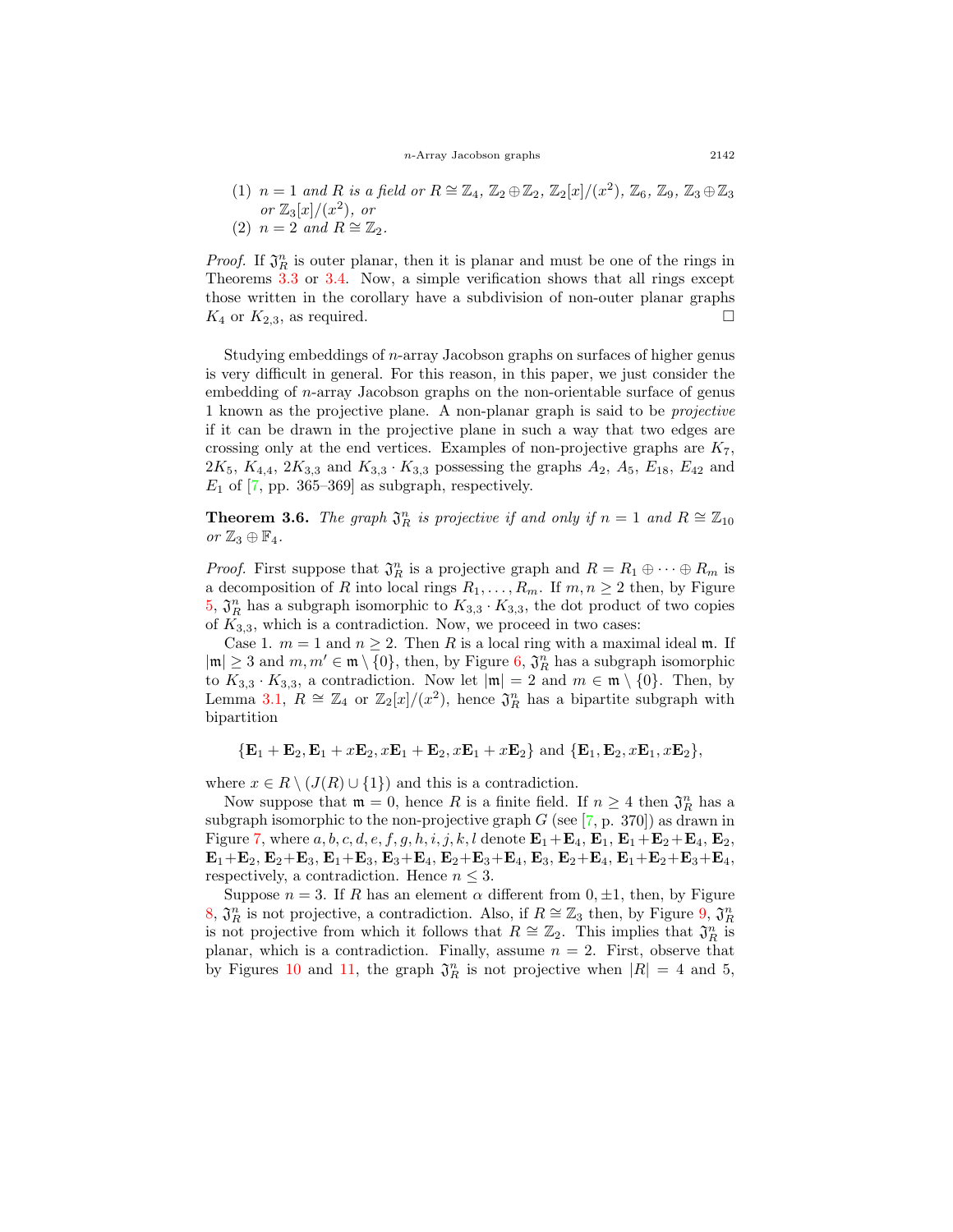(1) $n = 1$ *and* $R$ *is a field or* $R \cong \mathbb{Z}_4$, $\mathbb{Z}_2 \oplus \mathbb{Z}_2$, $\mathbb{Z}_2[x]/(x^2)$, $\mathbb{Z}_6$, $\mathbb{Z}_9$, $\mathbb{Z}_3 \oplus \mathbb{Z}_3$ *or* $\mathbb{Z}_3[x]/(x^2)$, *or*

(2) $n = 2$ *and* $R \cong \mathbb{Z}_2$.

*Proof.* If $\mathfrak{J}_R^n$ is outer planar, then it is planar and must be one of the rings in Theorems 3.3 or 3.4. Now, a simple verification shows that all rings except those written in the corollary have a subdivision of non-outer planar graphs $K_4$ or $K_{2,3}$, as required. □

Studying embeddings of $n$-array Jacobson graphs on surfaces of higher genus is very difficult in general. For this reason, in this paper, we just consider the embedding of $n$-array Jacobson graphs on the non-orientable surface of genus 1 known as the projective plane. A non-planar graph is said to be *projective* if it can be drawn in the projective plane in such a way that two edges are crossing only at the end vertices. Examples of non-projective graphs are $K_7$, $2K_5$, $K_{4,4}$, $2K_{3,3}$ and $K_{3,3} \cdot K_{3,3}$ possessing the graphs $A_2$, $A_5$, $E_{18}$, $E_{42}$ and $E_1$ of [7, pp. 365–369] as subgraph, respectively.

**Theorem 3.6.** *The graph* $\mathfrak{J}_R^n$ *is projective if and only if* $n = 1$ *and* $R \cong \mathbb{Z}_{10}$ *or* $\mathbb{Z}_3 \oplus \mathbb{F}_4$.

*Proof.* First suppose that $\mathfrak{J}_R^n$ is a projective graph and $R = R_1 \oplus \cdots \oplus R_m$ is a decomposition of $R$ into local rings $R_1, \ldots, R_m$. If $m, n \geq 2$ then, by Figure 5, $\mathfrak{J}_R^n$ has a subgraph isomorphic to $K_{3,3} \cdot K_{3,3}$, the dot product of two copies of $K_{3,3}$, which is a contradiction. Now, we proceed in two cases:

Case 1. $m = 1$ and $n \geq 2$. Then $R$ is a local ring with a maximal ideal $\mathfrak{m}$. If $|\mathfrak{m}| \geq 3$ and $m, m' \in \mathfrak{m} \setminus \{0\}$, then, by Figure 6, $\mathfrak{J}_R^n$ has a subgraph isomorphic to $K_{3,3} \cdot K_{3,3}$, a contradiction. Now let $|\mathfrak{m}| = 2$ and $m \in \mathfrak{m} \setminus \{0\}$. Then, by Lemma 3.1, $R \cong \mathbb{Z}_4$ or $\mathbb{Z}_2[x]/(x^2)$, hence $\mathfrak{J}_R^n$ has a bipartite subgraph with bipartition

$$\{\mathbf{E}_1 + \mathbf{E}_2, \mathbf{E}_1 + x\mathbf{E}_2, x\mathbf{E}_1 + \mathbf{E}_2, x\mathbf{E}_1 + x\mathbf{E}_2\} \text{ and } \{\mathbf{E}_1, \mathbf{E}_2, x\mathbf{E}_1, x\mathbf{E}_2\},$$

where $x \in R \setminus (J(R) \cup \{1\})$ and this is a contradiction.

Now suppose that $\mathfrak{m} = 0$, hence $R$ is a finite field. If $n \geq 4$ then $\mathfrak{J}_R^n$ has a subgraph isomorphic to the non-projective graph $G$ (see [7, p. 370]) as drawn in Figure 7, where $a, b, c, d, e, f, g, h, i, j, k, l$ denote $\mathbf{E}_1+\mathbf{E}_4$, $\mathbf{E}_1$, $\mathbf{E}_1+\mathbf{E}_2+\mathbf{E}_4$, $\mathbf{E}_2$, $\mathbf{E}_1+\mathbf{E}_2$, $\mathbf{E}_2+\mathbf{E}_3$, $\mathbf{E}_1+\mathbf{E}_3$, $\mathbf{E}_3+\mathbf{E}_4$, $\mathbf{E}_2+\mathbf{E}_3+\mathbf{E}_4$, $\mathbf{E}_3$, $\mathbf{E}_2+\mathbf{E}_4$, $\mathbf{E}_1+\mathbf{E}_2+\mathbf{E}_3+\mathbf{E}_4$, respectively, a contradiction. Hence $n \leq 3$.

Suppose $n = 3$. If $R$ has an element $\alpha$ different from $0, \pm 1$, then, by Figure 8, $\mathfrak{J}_R^n$ is not projective, a contradiction. Also, if $R \cong \mathbb{Z}_3$ then, by Figure 9, $\mathfrak{J}_R^n$ is not projective from which it follows that $R \cong \mathbb{Z}_2$. This implies that $\mathfrak{J}_R^n$ is planar, which is a contradiction. Finally, assume $n = 2$. First, observe that by Figures 10 and 11, the graph $\mathfrak{J}_R^n$ is not projective when $|R| = 4$ and 5,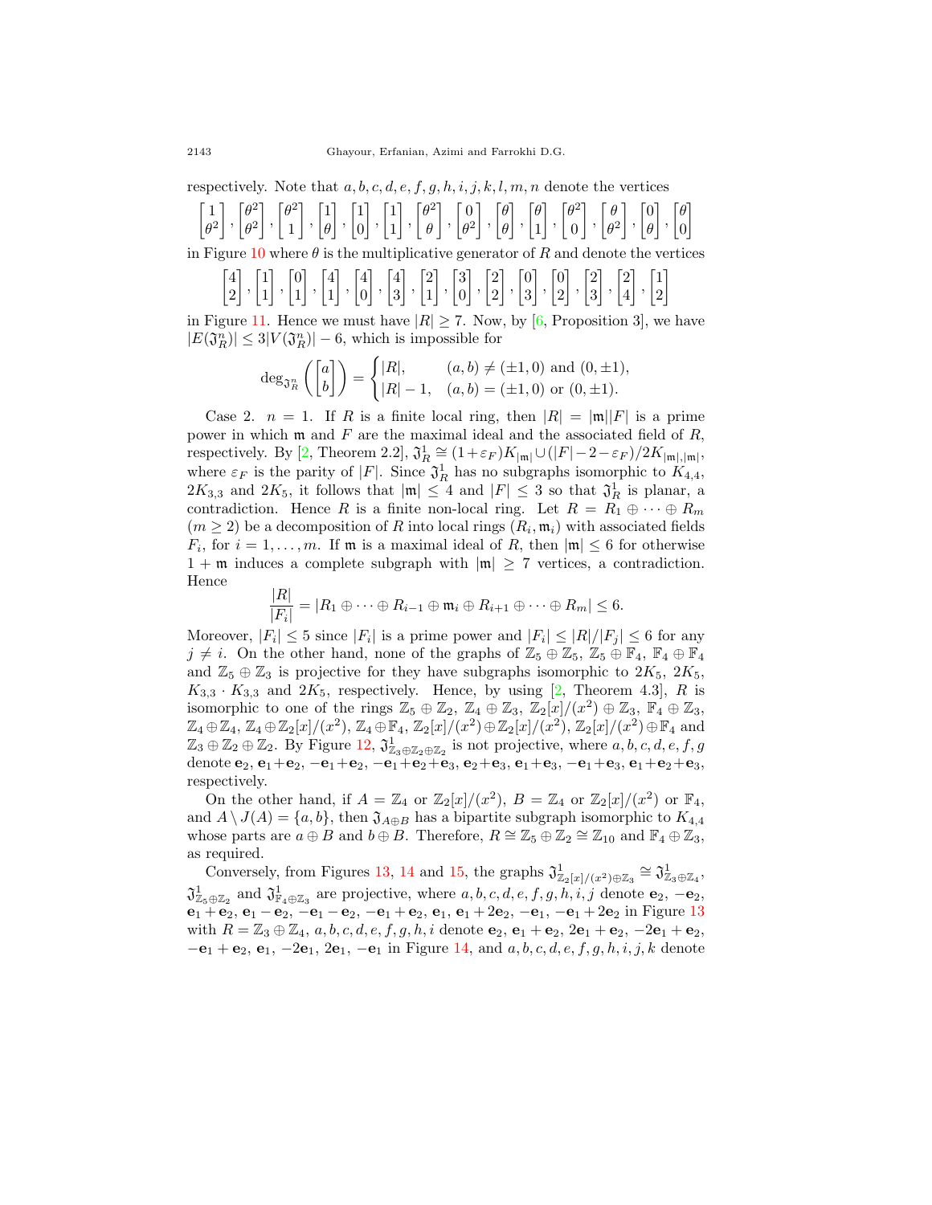respectively. Note that $a, b, c, d, e, f, g, h, i, j, k, l, m, n$ denote the vertices

$$\begin{bmatrix}1\\\theta^2\end{bmatrix}, \begin{bmatrix}\theta^2\\\theta^2\end{bmatrix}, \begin{bmatrix}\theta^2\\1\end{bmatrix}, \begin{bmatrix}1\\\theta\end{bmatrix}, \begin{bmatrix}1\\0\end{bmatrix}, \begin{bmatrix}1\\1\end{bmatrix}, \begin{bmatrix}\theta^2\\\theta\end{bmatrix}, \begin{bmatrix}0\\\theta^2\end{bmatrix}, \begin{bmatrix}\theta\\\theta\end{bmatrix}, \begin{bmatrix}\theta\\1\end{bmatrix}, \begin{bmatrix}\theta^2\\0\end{bmatrix}, \begin{bmatrix}\theta\\\theta^2\end{bmatrix}, \begin{bmatrix}0\\\theta\end{bmatrix}, \begin{bmatrix}\theta\\0\end{bmatrix}$$

in Figure 10 where $\theta$ is the multiplicative generator of $R$ and denote the vertices

$$\begin{bmatrix}4\\2\end{bmatrix}, \begin{bmatrix}1\\1\end{bmatrix}, \begin{bmatrix}0\\1\end{bmatrix}, \begin{bmatrix}4\\1\end{bmatrix}, \begin{bmatrix}4\\0\end{bmatrix}, \begin{bmatrix}4\\3\end{bmatrix}, \begin{bmatrix}2\\1\end{bmatrix}, \begin{bmatrix}3\\0\end{bmatrix}, \begin{bmatrix}2\\2\end{bmatrix}, \begin{bmatrix}0\\3\end{bmatrix}, \begin{bmatrix}0\\2\end{bmatrix}, \begin{bmatrix}2\\3\end{bmatrix}, \begin{bmatrix}2\\4\end{bmatrix}, \begin{bmatrix}1\\2\end{bmatrix}$$

in Figure 11. Hence we must have $|R| \geq 7$. Now, by [6, Proposition 3], we have $|E(\mathfrak{J}_R^n)| \leq 3|V(\mathfrak{J}_R^n)| - 6$, which is impossible for

$$\deg_{\mathfrak{J}_R^n}\left(\begin{bmatrix}a\\b\end{bmatrix}\right) = \begin{cases}|R|, & (a,b) \neq (\pm 1, 0) \text{ and } (0, \pm 1),\\ |R|-1, & (a,b) = (\pm 1, 0) \text{ or } (0, \pm 1).\end{cases}$$

Case 2. $n = 1$. If $R$ is a finite local ring, then $|R| = |\mathfrak{m}||F|$ is a prime power in which $\mathfrak{m}$ and $F$ are the maximal ideal and the associated field of $R$, respectively. By [2, Theorem 2.2], $\mathfrak{J}_R^1 \cong (1+\varepsilon_F)K_{|\mathfrak{m}|} \cup (|F|-2-\varepsilon_F)/2K_{|\mathfrak{m}|,|\mathfrak{m}|}$, where $\varepsilon_F$ is the parity of $|F|$. Since $\mathfrak{J}_R^1$ has no subgraphs isomorphic to $K_{4,4}$, $2K_{3,3}$ and $2K_5$, it follows that $|\mathfrak{m}| \leq 4$ and $|F| \leq 3$ so that $\mathfrak{J}_R^1$ is planar, a contradiction. Hence $R$ is a finite non-local ring. Let $R = R_1 \oplus \cdots \oplus R_m$ ($m \geq 2$) be a decomposition of $R$ into local rings $(R_i, \mathfrak{m}_i)$ with associated fields $F_i$, for $i = 1, \ldots, m$. If $\mathfrak{m}$ is a maximal ideal of $R$, then $|\mathfrak{m}| \leq 6$ for otherwise $1 + \mathfrak{m}$ induces a complete subgraph with $|\mathfrak{m}| \geq 7$ vertices, a contradiction. Hence

$$\frac{|R|}{|F_i|} = |R_1 \oplus \cdots \oplus R_{i-1} \oplus \mathfrak{m}_i \oplus R_{i+1} \oplus \cdots \oplus R_m| \leq 6.$$

Moreover, $|F_i| \leq 5$ since $|F_i|$ is a prime power and $|F_i| \leq |R|/|F_j| \leq 6$ for any $j \neq i$. On the other hand, none of the graphs of $\mathbb{Z}_5 \oplus \mathbb{Z}_5$, $\mathbb{Z}_5 \oplus \mathbb{F}_4$, $\mathbb{F}_4 \oplus \mathbb{F}_4$ and $\mathbb{Z}_5 \oplus \mathbb{Z}_3$ is projective for they have subgraphs isomorphic to $2K_5$, $2K_5$, $K_{3,3} \cdot K_{3,3}$ and $2K_5$, respectively. Hence, by using [2, Theorem 4.3], $R$ is isomorphic to one of the rings $\mathbb{Z}_5 \oplus \mathbb{Z}_2$, $\mathbb{Z}_4 \oplus \mathbb{Z}_3$, $\mathbb{Z}_2[x]/(x^2) \oplus \mathbb{Z}_3$, $\mathbb{F}_4 \oplus \mathbb{Z}_3$, $\mathbb{Z}_4 \oplus \mathbb{Z}_4$, $\mathbb{Z}_4 \oplus \mathbb{Z}_2[x]/(x^2)$, $\mathbb{Z}_4 \oplus \mathbb{F}_4$, $\mathbb{Z}_2[x]/(x^2) \oplus \mathbb{Z}_2[x]/(x^2)$, $\mathbb{Z}_2[x]/(x^2) \oplus \mathbb{F}_4$ and $\mathbb{Z}_3 \oplus \mathbb{Z}_2 \oplus \mathbb{Z}_2$. By Figure 12, $\mathfrak{J}^1_{\mathbb{Z}_3 \oplus \mathbb{Z}_2 \oplus \mathbb{Z}_2}$ is not projective, where $a, b, c, d, e, f, g$ denote $\mathbf{e}_2$, $\mathbf{e}_1 + \mathbf{e}_2$, $-\mathbf{e}_1 + \mathbf{e}_2$, $-\mathbf{e}_1 + \mathbf{e}_2 + \mathbf{e}_3$, $\mathbf{e}_2 + \mathbf{e}_3$, $\mathbf{e}_1 + \mathbf{e}_3$, $-\mathbf{e}_1 + \mathbf{e}_3$, $\mathbf{e}_1 + \mathbf{e}_2 + \mathbf{e}_3$, respectively.

On the other hand, if $A = \mathbb{Z}_4$ or $\mathbb{Z}_2[x]/(x^2)$, $B = \mathbb{Z}_4$ or $\mathbb{Z}_2[x]/(x^2)$ or $\mathbb{F}_4$, and $A \setminus J(A) = \{a, b\}$, then $\mathfrak{J}_{A \oplus B}$ has a bipartite subgraph isomorphic to $K_{4,4}$ whose parts are $a \oplus B$ and $b \oplus B$. Therefore, $R \cong \mathbb{Z}_5 \oplus \mathbb{Z}_2 \cong \mathbb{Z}_{10}$ and $\mathbb{F}_4 \oplus \mathbb{Z}_3$, as required.

Conversely, from Figures 13, 14 and 15, the graphs $\mathfrak{J}^1_{\mathbb{Z}_2[x]/(x^2) \oplus \mathbb{Z}_3} \cong \mathfrak{J}^1_{\mathbb{Z}_3 \oplus \mathbb{Z}_4}$, $\mathfrak{J}^1_{\mathbb{Z}_5 \oplus \mathbb{Z}_2}$ and $\mathfrak{J}^1_{\mathbb{F}_4 \oplus \mathbb{Z}_3}$ are projective, where $a, b, c, d, e, f, g, h, i, j$ denote $\mathbf{e}_2$, $-\mathbf{e}_2$, $\mathbf{e}_1 + \mathbf{e}_2$, $\mathbf{e}_1 - \mathbf{e}_2$, $-\mathbf{e}_1 - \mathbf{e}_2$, $-\mathbf{e}_1 + \mathbf{e}_2$, $\mathbf{e}_1$, $\mathbf{e}_1 + 2\mathbf{e}_2$, $-\mathbf{e}_1$, $-\mathbf{e}_1 + 2\mathbf{e}_2$ in Figure 13 with $R = \mathbb{Z}_3 \oplus \mathbb{Z}_4$, $a, b, c, d, e, f, g, h, i$ denote $\mathbf{e}_2$, $\mathbf{e}_1 + \mathbf{e}_2$, $2\mathbf{e}_1 + \mathbf{e}_2$, $-2\mathbf{e}_1 + \mathbf{e}_2$, $-\mathbf{e}_1 + \mathbf{e}_2$, $\mathbf{e}_1$, $-2\mathbf{e}_1$, $2\mathbf{e}_1$, $-\mathbf{e}_1$ in Figure 14, and $a, b, c, d, e, f, g, h, i, j, k$ denote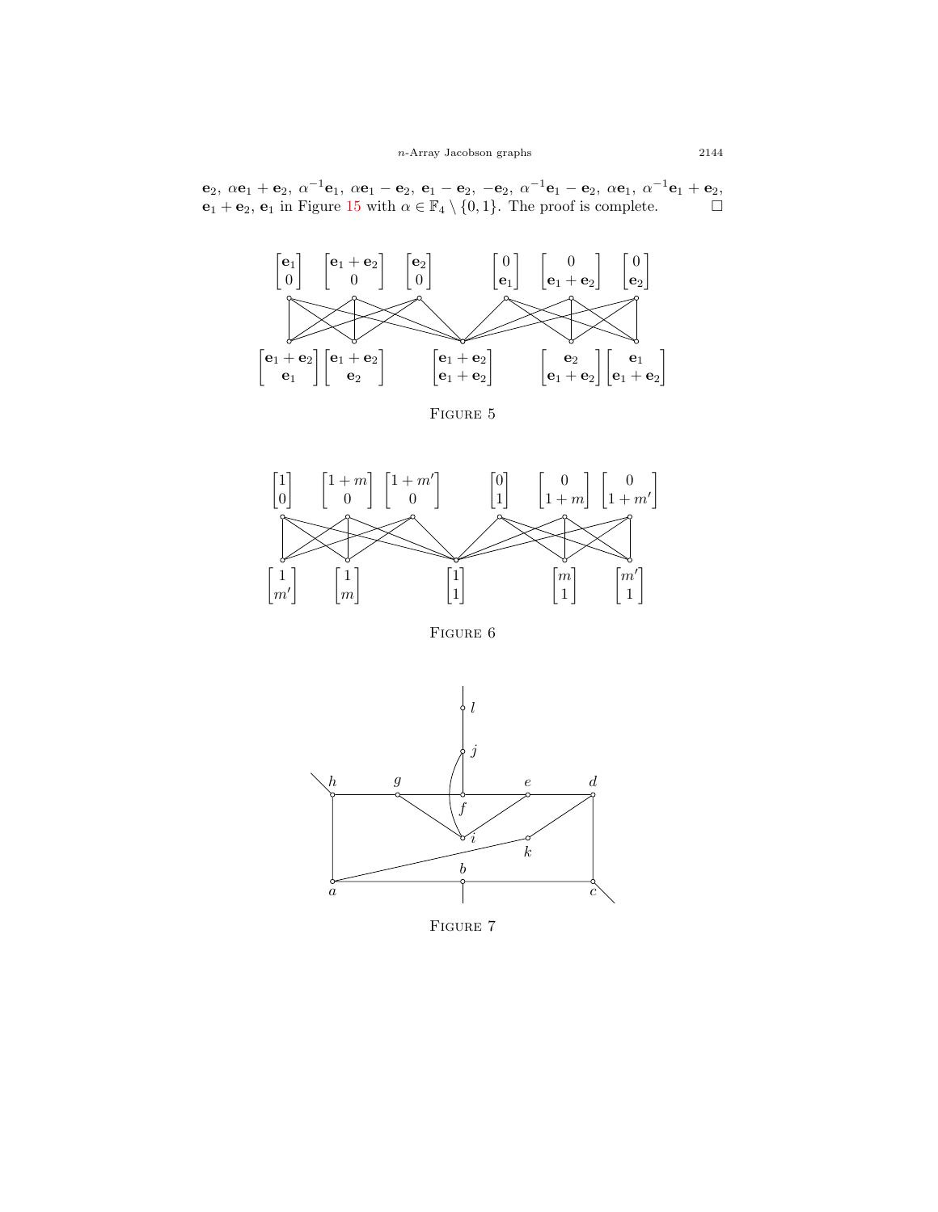$\mathbf{e}_2,\ \alpha\mathbf{e}_1+\mathbf{e}_2,\ \alpha^{-1}\mathbf{e}_1,\ \alpha\mathbf{e}_1-\mathbf{e}_2,\ \mathbf{e}_1-\mathbf{e}_2,\ -\mathbf{e}_2,\ \alpha^{-1}\mathbf{e}_1-\mathbf{e}_2,\ \alpha\mathbf{e}_1,\ \alpha^{-1}\mathbf{e}_1+\mathbf{e}_2,$ $\mathbf{e}_1+\mathbf{e}_2,\ \mathbf{e}_1$ in Figure 15 with $\alpha \in \mathbb{F}_4 \setminus \{0,1\}$. The proof is complete. □

FIGURE 5

FIGURE 6

FIGURE 7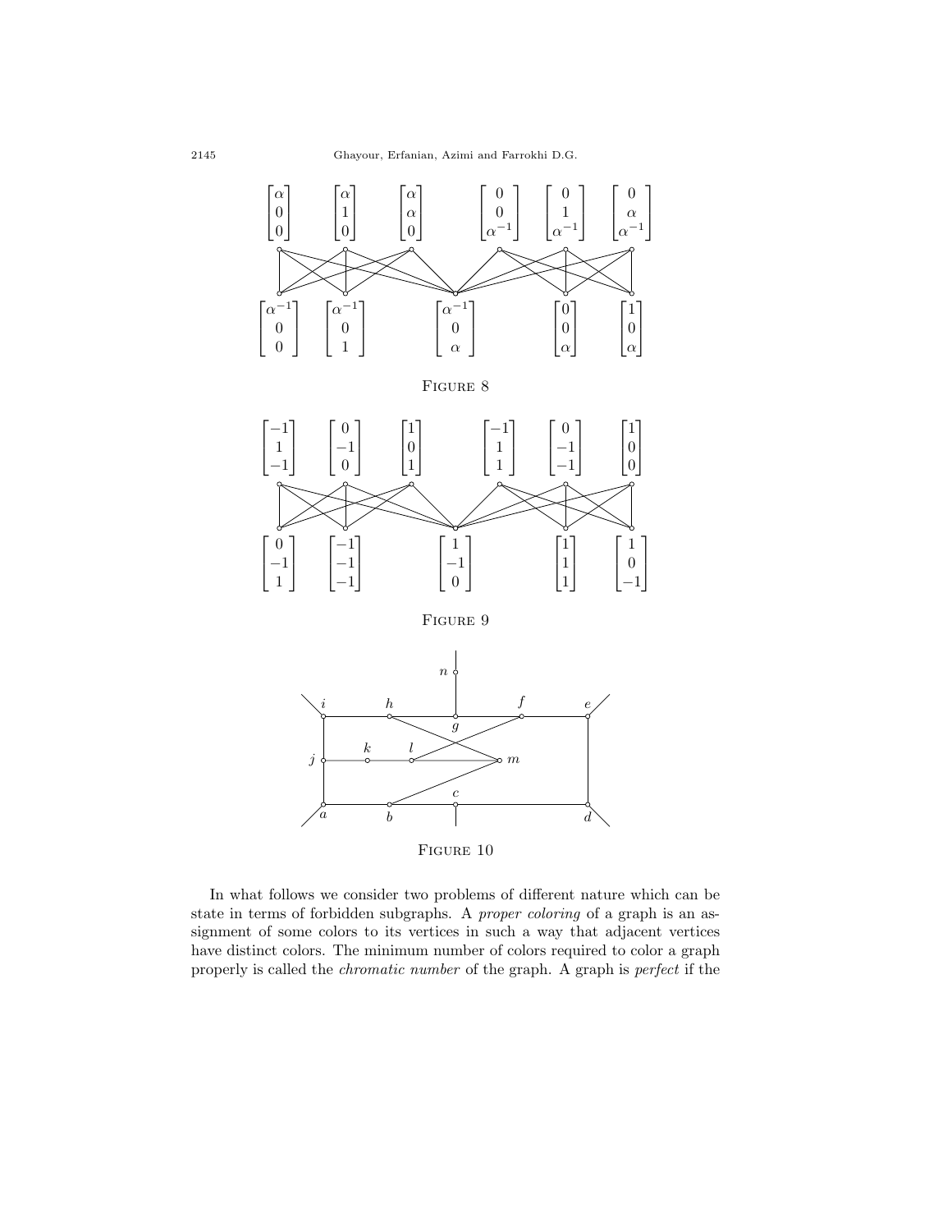FIGURE 8

FIGURE 9

FIGURE 10

In what follows we consider two problems of different nature which can be state in terms of forbidden subgraphs. A *proper coloring* of a graph is an assignment of some colors to its vertices in such a way that adjacent vertices have distinct colors. The minimum number of colors required to color a graph properly is called the *chromatic number* of the graph. A graph is *perfect* if the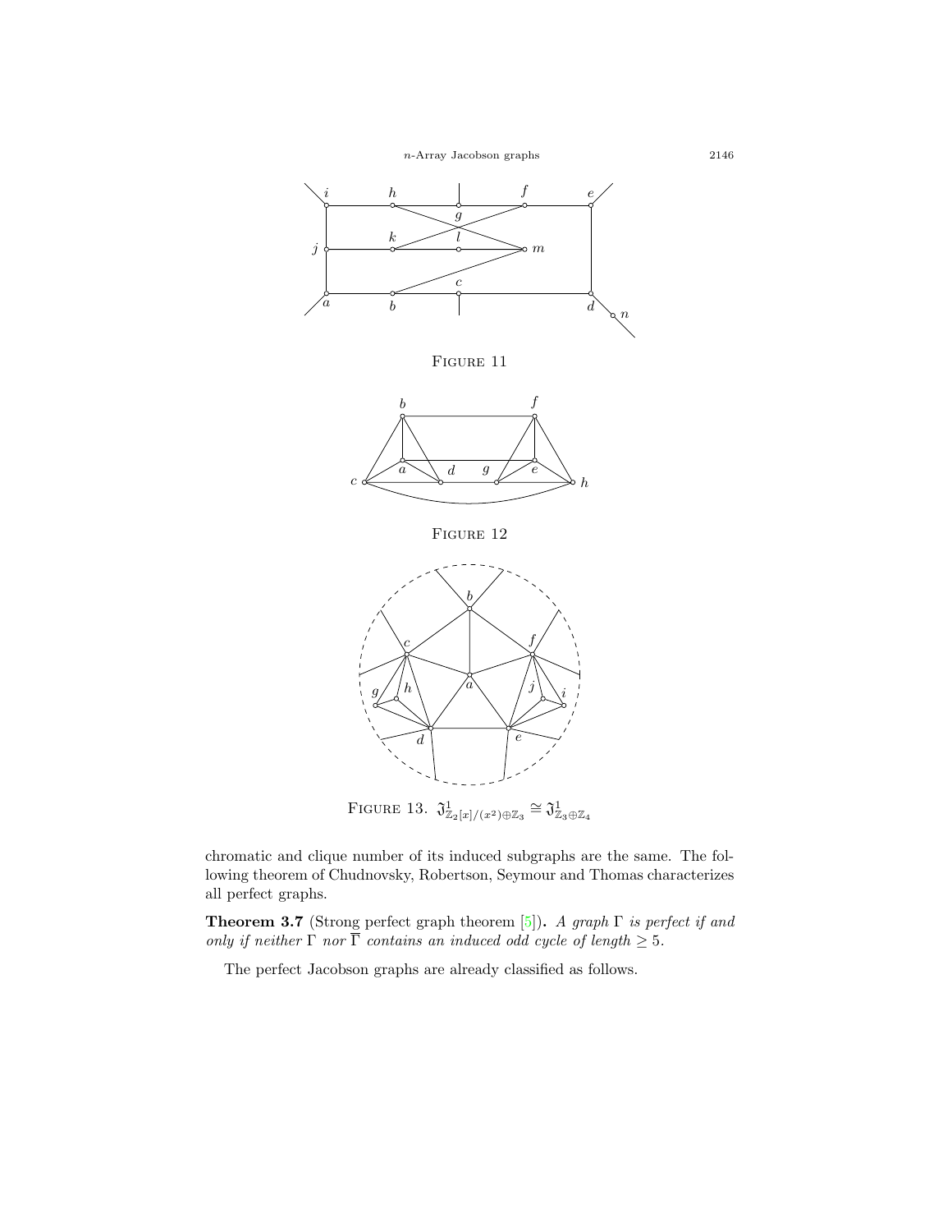FIGURE 11

FIGURE 12

FIGURE 13. $\mathfrak{J}^1_{\mathbb{Z}_2[x]/(x^2)\oplus\mathbb{Z}_3} \cong \mathfrak{J}^1_{\mathbb{Z}_3\oplus\mathbb{Z}_4}$

chromatic and clique number of its induced subgraphs are the same. The following theorem of Chudnovsky, Robertson, Seymour and Thomas characterizes all perfect graphs.

**Theorem 3.7** (Strong perfect graph theorem [5]). *A graph $\Gamma$ is perfect if and only if neither $\Gamma$ nor $\overline{\Gamma}$ contains an induced odd cycle of length $\geq 5$.*

The perfect Jacobson graphs are already classified as follows.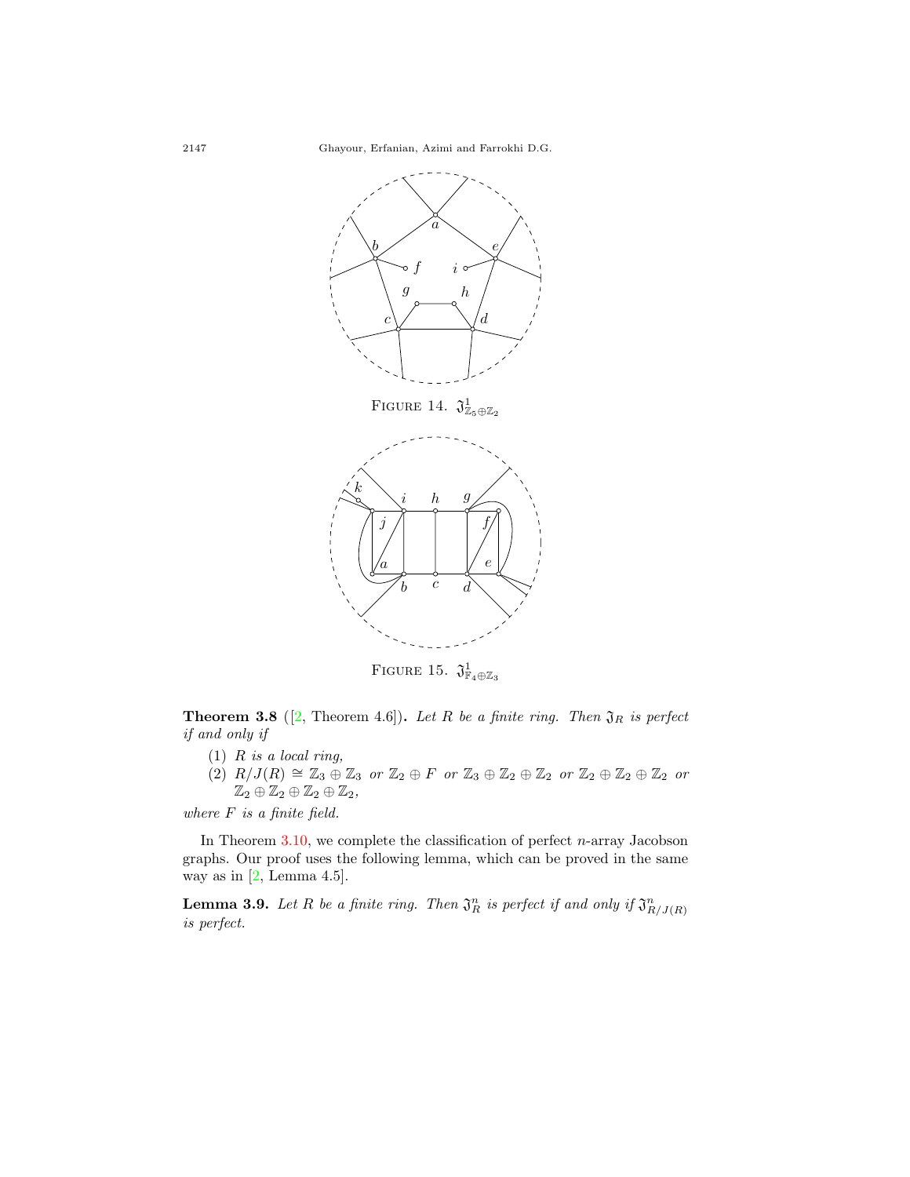Figure 14. $\mathfrak{J}^1_{\mathbb{Z}_5 \oplus \mathbb{Z}_2}$

Figure 15. $\mathfrak{J}^1_{\mathbb{F}_4 \oplus \mathbb{Z}_3}$

**Theorem 3.8** ([2, Theorem 4.6]). *Let $R$ be a finite ring. Then $\mathfrak{J}_R$ is perfect if and only if*

(1) *$R$ is a local ring,*

(2) *$R/J(R) \cong \mathbb{Z}_3 \oplus \mathbb{Z}_3$ or $\mathbb{Z}_2 \oplus F$ or $\mathbb{Z}_3 \oplus \mathbb{Z}_2 \oplus \mathbb{Z}_2$ or $\mathbb{Z}_2 \oplus \mathbb{Z}_2 \oplus \mathbb{Z}_2$ or $\mathbb{Z}_2 \oplus \mathbb{Z}_2 \oplus \mathbb{Z}_2 \oplus \mathbb{Z}_2$,*

*where $F$ is a finite field.*

In Theorem 3.10, we complete the classification of perfect $n$-array Jacobson graphs. Our proof uses the following lemma, which can be proved in the same way as in [2, Lemma 4.5].

**Lemma 3.9.** *Let $R$ be a finite ring. Then $\mathfrak{J}^n_R$ is perfect if and only if $\mathfrak{J}^n_{R/J(R)}$ is perfect.*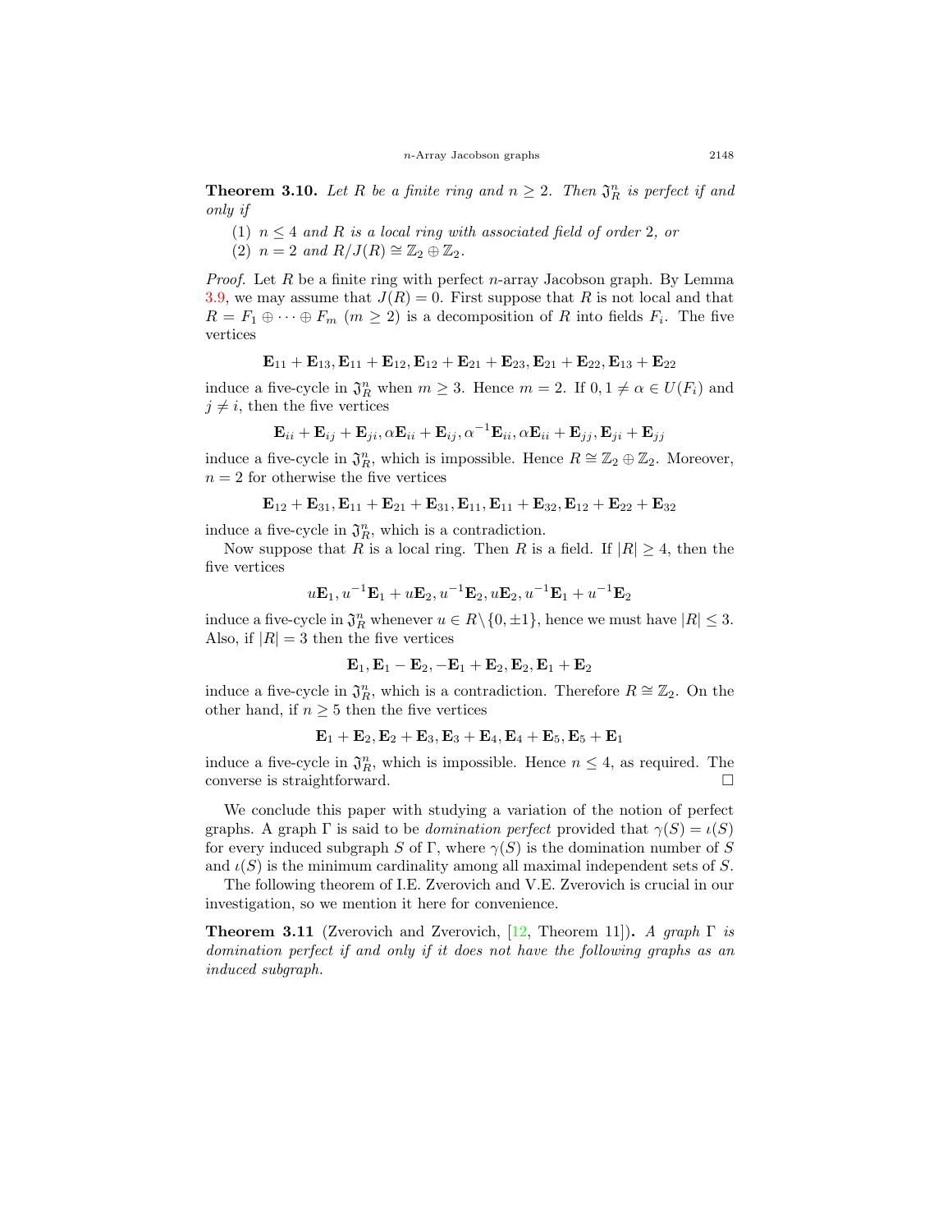**Theorem 3.10.** *Let $R$ be a finite ring and $n \geq 2$. Then $\mathfrak{J}_R^n$ is perfect if and only if*

1. *$n \leq 4$ and $R$ is a local ring with associated field of order 2, or*
2. *$n = 2$ and $R/J(R) \cong \mathbb{Z}_2 \oplus \mathbb{Z}_2$.*

*Proof.* Let $R$ be a finite ring with perfect $n$-array Jacobson graph. By Lemma 3.9, we may assume that $J(R) = 0$. First suppose that $R$ is not local and that $R = F_1 \oplus \cdots \oplus F_m$ ($m \geq 2$) is a decomposition of $R$ into fields $F_i$. The five vertices

$$\mathbf{E}_{11} + \mathbf{E}_{13}, \mathbf{E}_{11} + \mathbf{E}_{12}, \mathbf{E}_{12} + \mathbf{E}_{21} + \mathbf{E}_{23}, \mathbf{E}_{21} + \mathbf{E}_{22}, \mathbf{E}_{13} + \mathbf{E}_{22}$$

induce a five-cycle in $\mathfrak{J}_R^n$ when $m \geq 3$. Hence $m = 2$. If $0, 1 \neq \alpha \in U(F_i)$ and $j \neq i$, then the five vertices

$$\mathbf{E}_{ii} + \mathbf{E}_{ij} + \mathbf{E}_{ji}, \alpha\mathbf{E}_{ii} + \mathbf{E}_{ij}, \alpha^{-1}\mathbf{E}_{ii}, \alpha\mathbf{E}_{ii} + \mathbf{E}_{jj}, \mathbf{E}_{ji} + \mathbf{E}_{jj}$$

induce a five-cycle in $\mathfrak{J}_R^n$, which is impossible. Hence $R \cong \mathbb{Z}_2 \oplus \mathbb{Z}_2$. Moreover, $n = 2$ for otherwise the five vertices

$$\mathbf{E}_{12} + \mathbf{E}_{31}, \mathbf{E}_{11} + \mathbf{E}_{21} + \mathbf{E}_{31}, \mathbf{E}_{11}, \mathbf{E}_{11} + \mathbf{E}_{32}, \mathbf{E}_{12} + \mathbf{E}_{22} + \mathbf{E}_{32}$$

induce a five-cycle in $\mathfrak{J}_R^n$, which is a contradiction.

Now suppose that $R$ is a local ring. Then $R$ is a field. If $|R| \geq 4$, then the five vertices

$$u\mathbf{E}_1, u^{-1}\mathbf{E}_1 + u\mathbf{E}_2, u^{-1}\mathbf{E}_2, u\mathbf{E}_2, u^{-1}\mathbf{E}_1 + u^{-1}\mathbf{E}_2$$

induce a five-cycle in $\mathfrak{J}_R^n$ whenever $u \in R \setminus \{0, \pm 1\}$, hence we must have $|R| \leq 3$. Also, if $|R| = 3$ then the five vertices

$$\mathbf{E}_1, \mathbf{E}_1 - \mathbf{E}_2, -\mathbf{E}_1 + \mathbf{E}_2, \mathbf{E}_2, \mathbf{E}_1 + \mathbf{E}_2$$

induce a five-cycle in $\mathfrak{J}_R^n$, which is a contradiction. Therefore $R \cong \mathbb{Z}_2$. On the other hand, if $n \geq 5$ then the five vertices

$$\mathbf{E}_1 + \mathbf{E}_2, \mathbf{E}_2 + \mathbf{E}_3, \mathbf{E}_3 + \mathbf{E}_4, \mathbf{E}_4 + \mathbf{E}_5, \mathbf{E}_5 + \mathbf{E}_1$$

induce a five-cycle in $\mathfrak{J}_R^n$, which is impossible. Hence $n \leq 4$, as required. The converse is straightforward. $\square$

We conclude this paper with studying a variation of the notion of perfect graphs. A graph $\Gamma$ is said to be *domination perfect* provided that $\gamma(S) = \iota(S)$ for every induced subgraph $S$ of $\Gamma$, where $\gamma(S)$ is the domination number of $S$ and $\iota(S)$ is the minimum cardinality among all maximal independent sets of $S$.

The following theorem of I.E. Zverovich and V.E. Zverovich is crucial in our investigation, so we mention it here for convenience.

**Theorem 3.11** (Zverovich and Zverovich, [12, Theorem 11])**.** *A graph $\Gamma$ is domination perfect if and only if it does not have the following graphs as an induced subgraph.*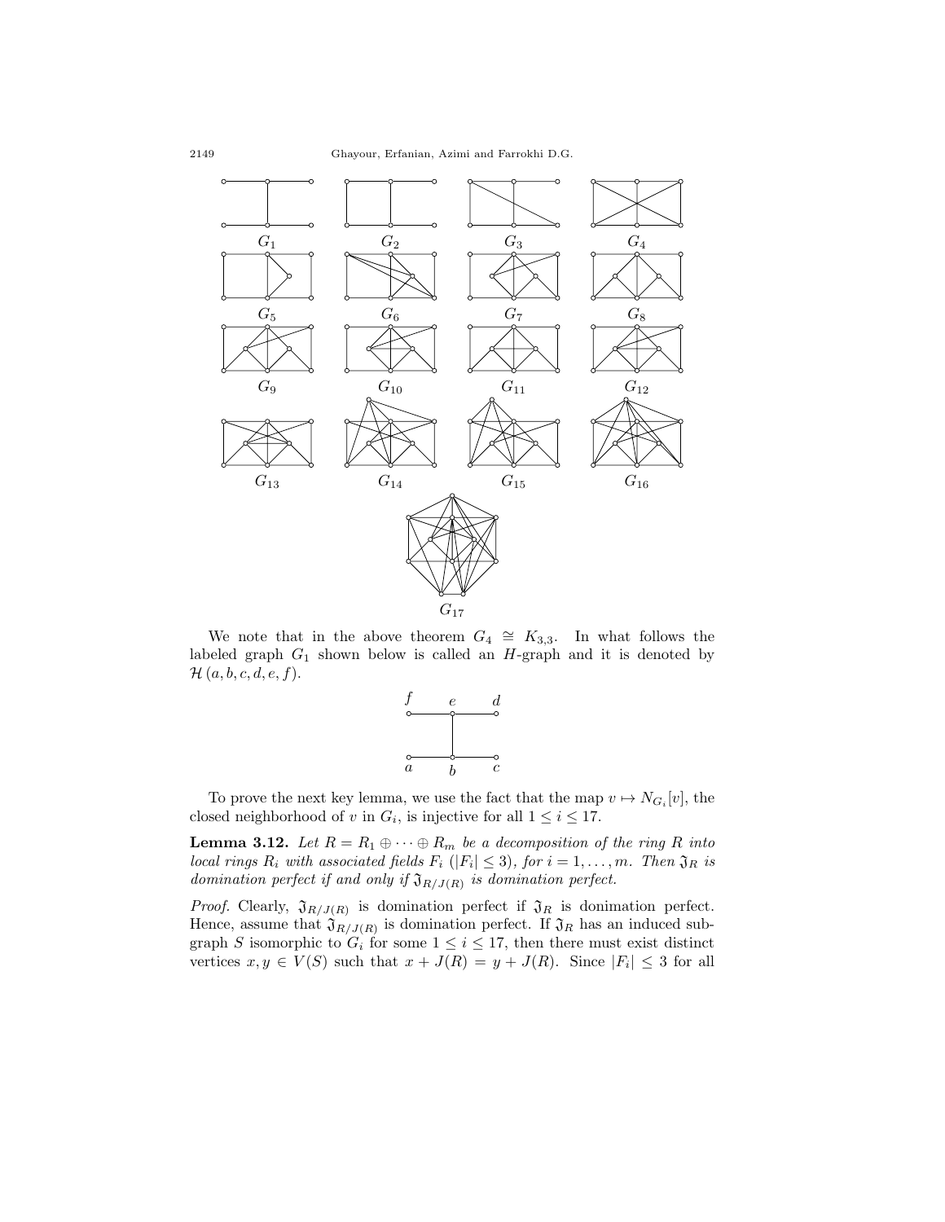We note that in the above theorem $G_4 \cong K_{3,3}$. In what follows the labeled graph $G_1$ shown below is called an $H$-graph and it is denoted by $\mathcal{H}(a,b,c,d,e,f)$.

To prove the next key lemma, we use the fact that the map $v \mapsto N_{G_i}[v]$, the closed neighborhood of $v$ in $G_i$, is injective for all $1 \leq i \leq 17$.

**Lemma 3.12.** *Let $R = R_1 \oplus \cdots \oplus R_m$ be a decomposition of the ring $R$ into local rings $R_i$ with associated fields $F_i$ ($|F_i| \leq 3$), for $i = 1, \ldots, m$. Then $\mathfrak{I}_R$ is domination perfect if and only if $\mathfrak{I}_{R/J(R)}$ is domination perfect.*

*Proof.* Clearly, $\mathfrak{I}_{R/J(R)}$ is domination perfect if $\mathfrak{I}_R$ is donimation perfect. Hence, assume that $\mathfrak{I}_{R/J(R)}$ is domination perfect. If $\mathfrak{I}_R$ has an induced subgraph $S$ isomorphic to $G_i$ for some $1 \leq i \leq 17$, then there must exist distinct vertices $x, y \in V(S)$ such that $x + J(R) = y + J(R)$. Since $|F_i| \leq 3$ for all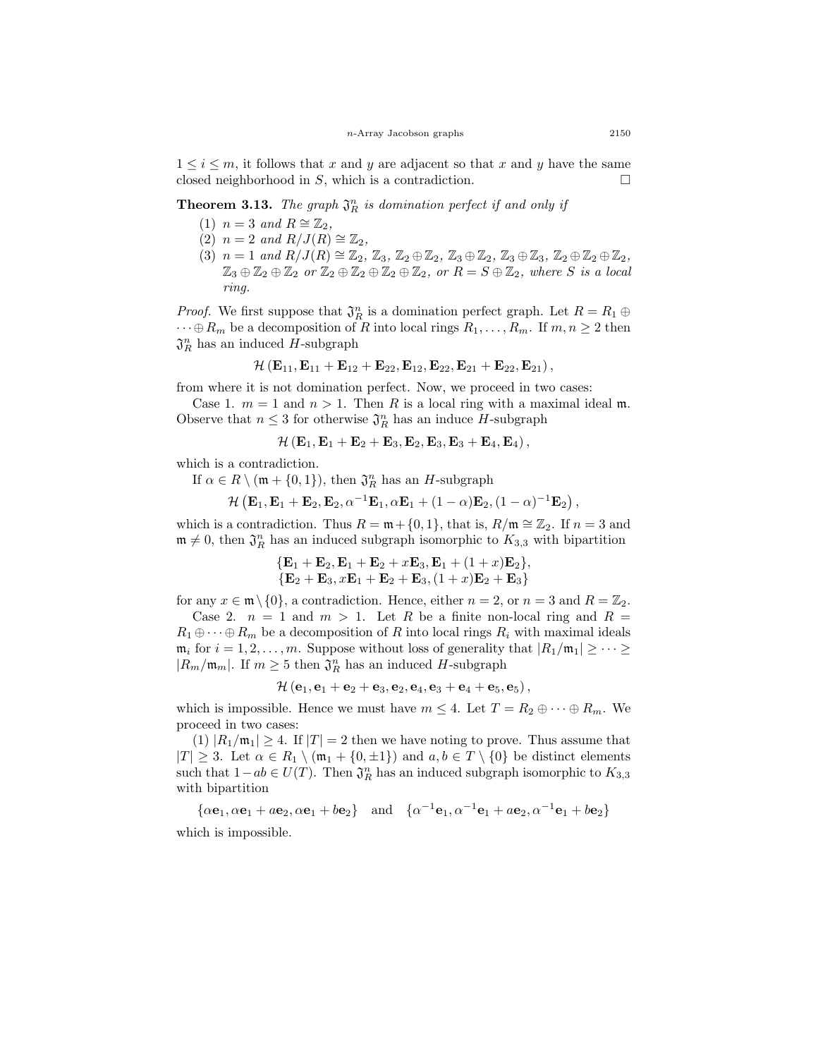$1 \le i \le m$, it follows that $x$ and $y$ are adjacent so that $x$ and $y$ have the same closed neighborhood in $S$, which is a contradiction. $\square$

**Theorem 3.13.** *The graph $\mathfrak{J}_R^n$ is domination perfect if and only if*

(1) *$n = 3$ and $R \cong \mathbb{Z}_2$,*
(2) *$n = 2$ and $R/J(R) \cong \mathbb{Z}_2$,*
(3) *$n = 1$ and $R/J(R) \cong \mathbb{Z}_2$, $\mathbb{Z}_3$, $\mathbb{Z}_2 \oplus \mathbb{Z}_2$, $\mathbb{Z}_3 \oplus \mathbb{Z}_2$, $\mathbb{Z}_3 \oplus \mathbb{Z}_3$, $\mathbb{Z}_2 \oplus \mathbb{Z}_2 \oplus \mathbb{Z}_2$, $\mathbb{Z}_3 \oplus \mathbb{Z}_2 \oplus \mathbb{Z}_2$ or $\mathbb{Z}_2 \oplus \mathbb{Z}_2 \oplus \mathbb{Z}_2 \oplus \mathbb{Z}_2$, or $R = S \oplus \mathbb{Z}_2$, where $S$ is a local ring.*

*Proof.* We first suppose that $\mathfrak{J}_R^n$ is a domination perfect graph. Let $R = R_1 \oplus \cdots \oplus R_m$ be a decomposition of $R$ into local rings $R_1, \ldots, R_m$. If $m, n \ge 2$ then $\mathfrak{J}_R^n$ has an induced $H$-subgraph

$$\mathcal{H}\left(\mathbf{E}_{11}, \mathbf{E}_{11} + \mathbf{E}_{12} + \mathbf{E}_{22}, \mathbf{E}_{12}, \mathbf{E}_{22}, \mathbf{E}_{21} + \mathbf{E}_{22}, \mathbf{E}_{21}\right),$$

from where it is not domination perfect. Now, we proceed in two cases:

Case 1. $m = 1$ and $n > 1$. Then $R$ is a local ring with a maximal ideal $\mathfrak{m}$. Observe that $n \le 3$ for otherwise $\mathfrak{J}_R^n$ has an induce $H$-subgraph

$$\mathcal{H}\left(\mathbf{E}_1, \mathbf{E}_1 + \mathbf{E}_2 + \mathbf{E}_3, \mathbf{E}_2, \mathbf{E}_3, \mathbf{E}_3 + \mathbf{E}_4, \mathbf{E}_4\right),$$

which is a contradiction.

If $\alpha \in R \setminus (\mathfrak{m} + \{0, 1\})$, then $\mathfrak{J}_R^n$ has an $H$-subgraph

$$\mathcal{H}\left(\mathbf{E}_1, \mathbf{E}_1 + \mathbf{E}_2, \mathbf{E}_2, \alpha^{-1}\mathbf{E}_1, \alpha\mathbf{E}_1 + (1 - \alpha)\mathbf{E}_2, (1 - \alpha)^{-1}\mathbf{E}_2\right),$$

which is a contradiction. Thus $R = \mathfrak{m} + \{0, 1\}$, that is, $R/\mathfrak{m} \cong \mathbb{Z}_2$. If $n = 3$ and $\mathfrak{m} \ne 0$, then $\mathfrak{J}_R^n$ has an induced subgraph isomorphic to $K_{3,3}$ with bipartition

$$\{\mathbf{E}_1 + \mathbf{E}_2, \mathbf{E}_1 + \mathbf{E}_2 + x\mathbf{E}_3, \mathbf{E}_1 + (1 + x)\mathbf{E}_2\},$$
$$\{\mathbf{E}_2 + \mathbf{E}_3, x\mathbf{E}_1 + \mathbf{E}_2 + \mathbf{E}_3, (1 + x)\mathbf{E}_2 + \mathbf{E}_3\}$$

for any $x \in \mathfrak{m} \setminus \{0\}$, a contradiction. Hence, either $n = 2$, or $n = 3$ and $R = \mathbb{Z}_2$.

Case 2. $n = 1$ and $m > 1$. Let $R$ be a finite non-local ring and $R = R_1 \oplus \cdots \oplus R_m$ be a decomposition of $R$ into local rings $R_i$ with maximal ideals $\mathfrak{m}_i$ for $i = 1, 2, \ldots, m$. Suppose without loss of generality that $|R_1/\mathfrak{m}_1| \ge \cdots \ge |R_m/\mathfrak{m}_m|$. If $m \ge 5$ then $\mathfrak{J}_R^n$ has an induced $H$-subgraph

$$\mathcal{H}\left(\mathbf{e}_1, \mathbf{e}_1 + \mathbf{e}_2 + \mathbf{e}_3, \mathbf{e}_2, \mathbf{e}_4, \mathbf{e}_3 + \mathbf{e}_4 + \mathbf{e}_5, \mathbf{e}_5\right),$$

which is impossible. Hence we must have $m \le 4$. Let $T = R_2 \oplus \cdots \oplus R_m$. We proceed in two cases:

(1) $|R_1/\mathfrak{m}_1| \ge 4$. If $|T| = 2$ then we have noting to prove. Thus assume that $|T| \ge 3$. Let $\alpha \in R_1 \setminus (\mathfrak{m}_1 + \{0, \pm 1\})$ and $a, b \in T \setminus \{0\}$ be distinct elements such that $1 - ab \in U(T)$. Then $\mathfrak{J}_R^n$ has an induced subgraph isomorphic to $K_{3,3}$ with bipartition

$$\{\alpha\mathbf{e}_1, \alpha\mathbf{e}_1 + a\mathbf{e}_2, \alpha\mathbf{e}_1 + b\mathbf{e}_2\} \quad \text{and} \quad \{\alpha^{-1}\mathbf{e}_1, \alpha^{-1}\mathbf{e}_1 + a\mathbf{e}_2, \alpha^{-1}\mathbf{e}_1 + b\mathbf{e}_2\}$$

which is impossible.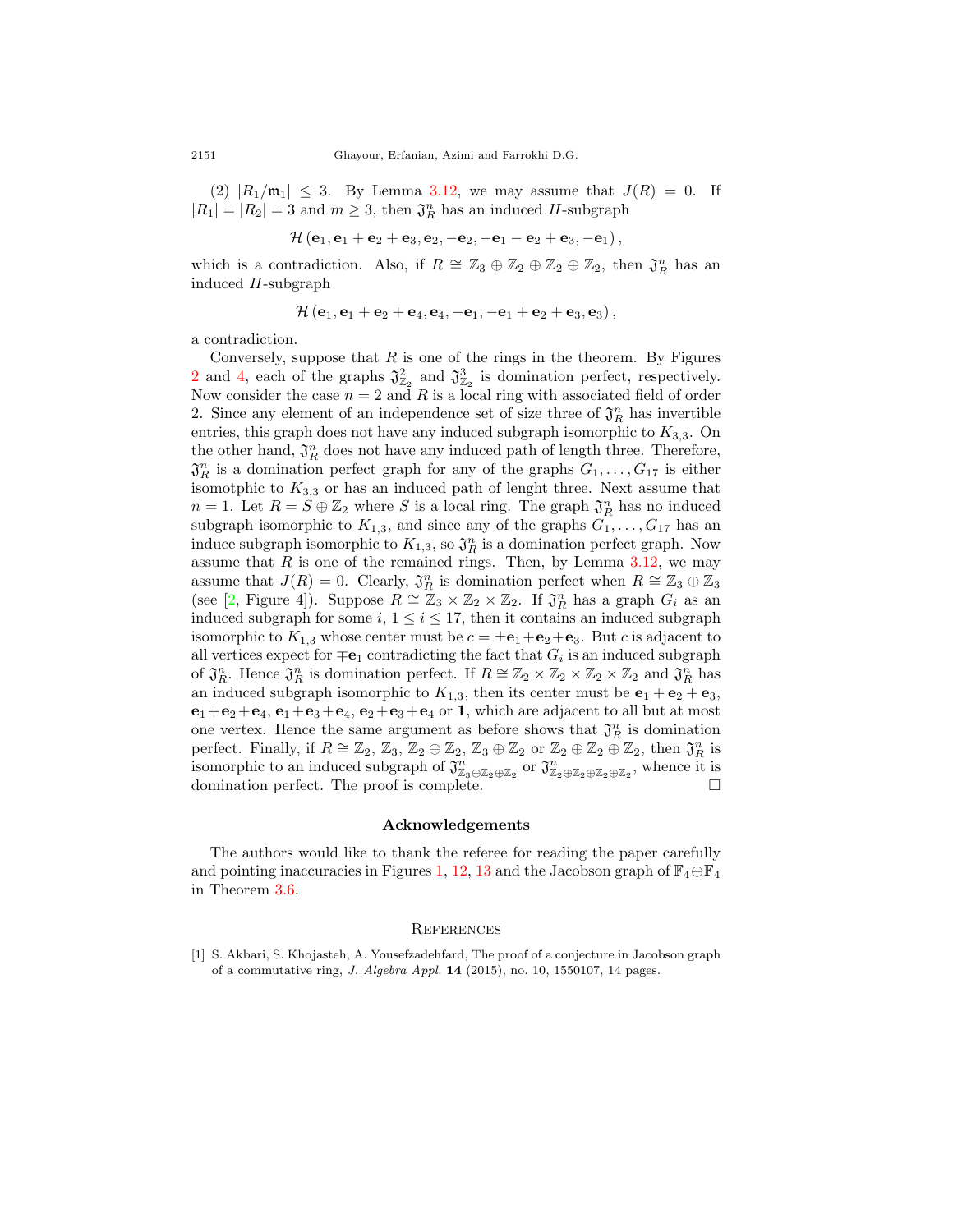(2) $|R_1/\mathfrak{m}_1| \leq 3$. By Lemma 3.12, we may assume that $J(R) = 0$. If $|R_1| = |R_2| = 3$ and $m \geq 3$, then $\mathfrak{J}_R^n$ has an induced $H$-subgraph

$$\mathcal{H}(\mathbf{e}_1, \mathbf{e}_1 + \mathbf{e}_2 + \mathbf{e}_3, \mathbf{e}_2, -\mathbf{e}_2, -\mathbf{e}_1 - \mathbf{e}_2 + \mathbf{e}_3, -\mathbf{e}_1),$$

which is a contradiction. Also, if $R \cong \mathbb{Z}_3 \oplus \mathbb{Z}_2 \oplus \mathbb{Z}_2 \oplus \mathbb{Z}_2$, then $\mathfrak{J}_R^n$ has an induced $H$-subgraph

$$\mathcal{H}(\mathbf{e}_1, \mathbf{e}_1 + \mathbf{e}_2 + \mathbf{e}_4, \mathbf{e}_4, -\mathbf{e}_1, -\mathbf{e}_1 + \mathbf{e}_2 + \mathbf{e}_3, \mathbf{e}_3),$$

a contradiction.

Conversely, suppose that $R$ is one of the rings in the theorem. By Figures 2 and 4, each of the graphs $\mathfrak{J}_{\mathbb{Z}_2}^2$ and $\mathfrak{J}_{\mathbb{Z}_2}^3$ is domination perfect, respectively. Now consider the case $n = 2$ and $R$ is a local ring with associated field of order 2. Since any element of an independence set of size three of $\mathfrak{J}_R^n$ has invertible entries, this graph does not have any induced subgraph isomorphic to $K_{3,3}$. On the other hand, $\mathfrak{J}_R^n$ does not have any induced path of length three. Therefore, $\mathfrak{J}_R^n$ is a domination perfect graph for any of the graphs $G_1, \ldots, G_{17}$ is either isomotphic to $K_{3,3}$ or has an induced path of lenght three. Next assume that $n = 1$. Let $R = S \oplus \mathbb{Z}_2$ where $S$ is a local ring. The graph $\mathfrak{J}_R^n$ has no induced subgraph isomorphic to $K_{1,3}$, and since any of the graphs $G_1, \ldots, G_{17}$ has an induce subgraph isomorphic to $K_{1,3}$, so $\mathfrak{J}_R^n$ is a domination perfect graph. Now assume that $R$ is one of the remained rings. Then, by Lemma 3.12, we may assume that $J(R) = 0$. Clearly, $\mathfrak{J}_R^n$ is domination perfect when $R \cong \mathbb{Z}_3 \oplus \mathbb{Z}_3$ (see [2, Figure 4]). Suppose $R \cong \mathbb{Z}_3 \times \mathbb{Z}_2 \times \mathbb{Z}_2$. If $\mathfrak{J}_R^n$ has a graph $G_i$ as an induced subgraph for some $i$, $1 \leq i \leq 17$, then it contains an induced subgraph isomorphic to $K_{1,3}$ whose center must be $c = \pm\mathbf{e}_1 + \mathbf{e}_2 + \mathbf{e}_3$. But $c$ is adjacent to all vertices expect for $\mp\mathbf{e}_1$ contradicting the fact that $G_i$ is an induced subgraph of $\mathfrak{J}_R^n$. Hence $\mathfrak{J}_R^n$ is domination perfect. If $R \cong \mathbb{Z}_2 \times \mathbb{Z}_2 \times \mathbb{Z}_2 \times \mathbb{Z}_2$ and $\mathfrak{J}_R^n$ has an induced subgraph isomorphic to $K_{1,3}$, then its center must be $\mathbf{e}_1 + \mathbf{e}_2 + \mathbf{e}_3$, $\mathbf{e}_1 + \mathbf{e}_2 + \mathbf{e}_4$, $\mathbf{e}_1 + \mathbf{e}_3 + \mathbf{e}_4$, $\mathbf{e}_2 + \mathbf{e}_3 + \mathbf{e}_4$ or $\mathbf{1}$, which are adjacent to all but at most one vertex. Hence the same argument as before shows that $\mathfrak{J}_R^n$ is domination perfect. Finally, if $R \cong \mathbb{Z}_2$, $\mathbb{Z}_3$, $\mathbb{Z}_2 \oplus \mathbb{Z}_2$, $\mathbb{Z}_3 \oplus \mathbb{Z}_2$ or $\mathbb{Z}_2 \oplus \mathbb{Z}_2 \oplus \mathbb{Z}_2$, then $\mathfrak{J}_R^n$ is isomorphic to an induced subgraph of $\mathfrak{J}_{\mathbb{Z}_3 \oplus \mathbb{Z}_2 \oplus \mathbb{Z}_2}^n$ or $\mathfrak{J}_{\mathbb{Z}_2 \oplus \mathbb{Z}_2 \oplus \mathbb{Z}_2 \oplus \mathbb{Z}_2}^n$, whence it is domination perfect. The proof is complete. □

## Acknowledgements

The authors would like to thank the referee for reading the paper carefully and pointing inaccuracies in Figures 1, 12, 13 and the Jacobson graph of $\mathbb{F}_4 \oplus \mathbb{F}_4$ in Theorem 3.6.

## References

[1] S. Akbari, S. Khojasteh, A. Yousefzadehfard, The proof of a conjecture in Jacobson graph of a commutative ring, *J. Algebra Appl.* **14** (2015), no. 10, 1550107, 14 pages.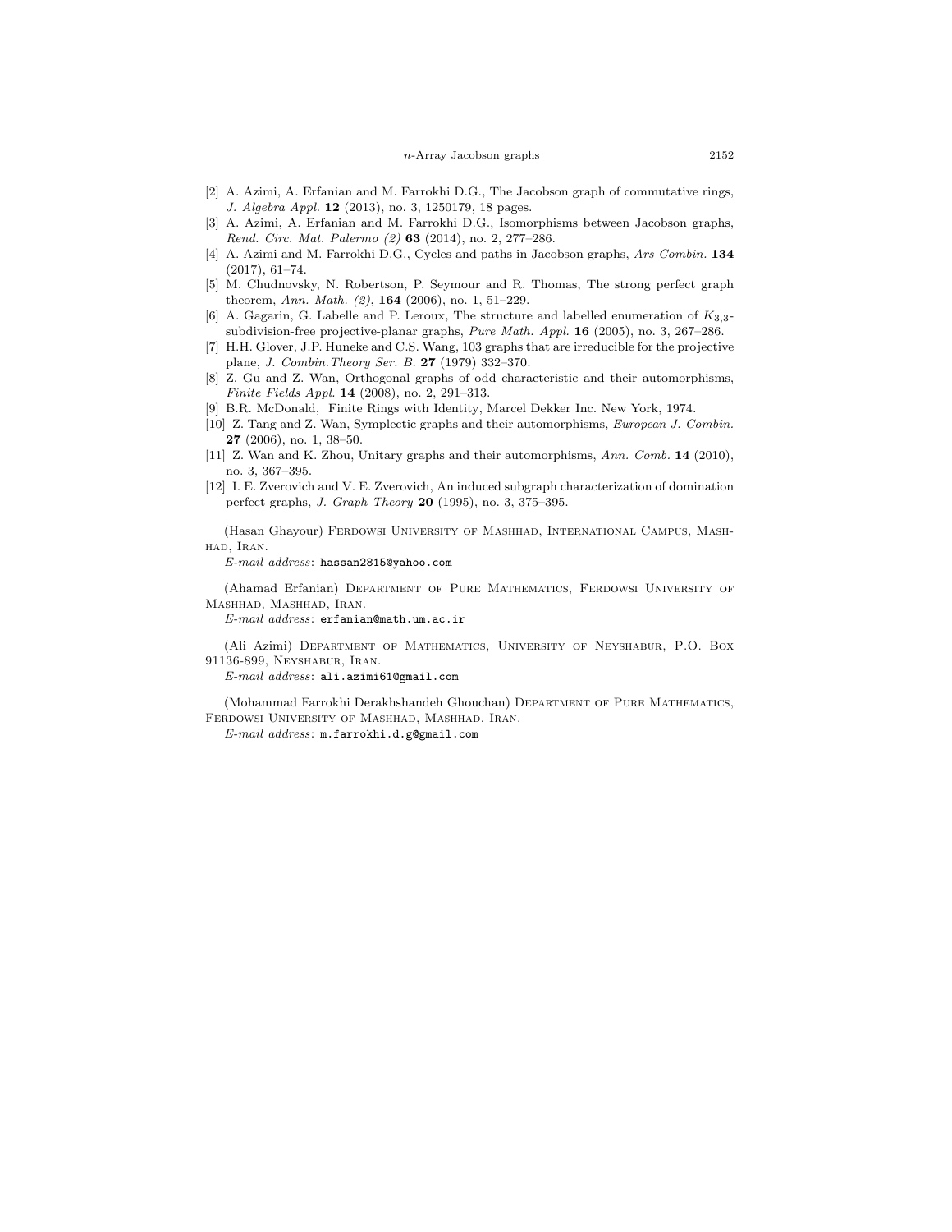[2] A. Azimi, A. Erfanian and M. Farrokhi D.G., The Jacobson graph of commutative rings, *J. Algebra Appl.* **12** (2013), no. 3, 1250179, 18 pages.

[3] A. Azimi, A. Erfanian and M. Farrokhi D.G., Isomorphisms between Jacobson graphs, *Rend. Circ. Mat. Palermo (2)* **63** (2014), no. 2, 277–286.

[4] A. Azimi and M. Farrokhi D.G., Cycles and paths in Jacobson graphs, *Ars Combin.* **134** (2017), 61–74.

[5] M. Chudnovsky, N. Robertson, P. Seymour and R. Thomas, The strong perfect graph theorem, *Ann. Math. (2)*, **164** (2006), no. 1, 51–229.

[6] A. Gagarin, G. Labelle and P. Leroux, The structure and labelled enumeration of $K_{3,3}$-subdivision-free projective-planar graphs, *Pure Math. Appl.* **16** (2005), no. 3, 267–286.

[7] H.H. Glover, J.P. Huneke and C.S. Wang, 103 graphs that are irreducible for the projective plane, *J. Combin.Theory Ser. B.* **27** (1979) 332–370.

[8] Z. Gu and Z. Wan, Orthogonal graphs of odd characteristic and their automorphisms, *Finite Fields Appl.* **14** (2008), no. 2, 291–313.

[9] B.R. McDonald, Finite Rings with Identity, Marcel Dekker Inc. New York, 1974.

[10] Z. Tang and Z. Wan, Symplectic graphs and their automorphisms, *European J. Combin.* **27** (2006), no. 1, 38–50.

[11] Z. Wan and K. Zhou, Unitary graphs and their automorphisms, *Ann. Comb.* **14** (2010), no. 3, 367–395.

[12] I. E. Zverovich and V. E. Zverovich, An induced subgraph characterization of domination perfect graphs, *J. Graph Theory* **20** (1995), no. 3, 375–395.

(Hasan Ghayour) Ferdowsi University of Mashhad, International Campus, Mashhad, Iran.

*E-mail address*: hassan2815@yahoo.com

(Ahamad Erfanian) Department of Pure Mathematics, Ferdowsi University of Mashhad, Mashhad, Iran.

*E-mail address*: erfanian@math.um.ac.ir

(Ali Azimi) Department of Mathematics, University of Neyshabur, P.O. Box 91136-899, Neyshabur, Iran.

*E-mail address*: ali.azimi61@gmail.com

(Mohammad Farrokhi Derakhshandeh Ghouchan) Department of Pure Mathematics, Ferdowsi University of Mashhad, Mashhad, Iran.

*E-mail address*: m.farrokhi.d.g@gmail.com